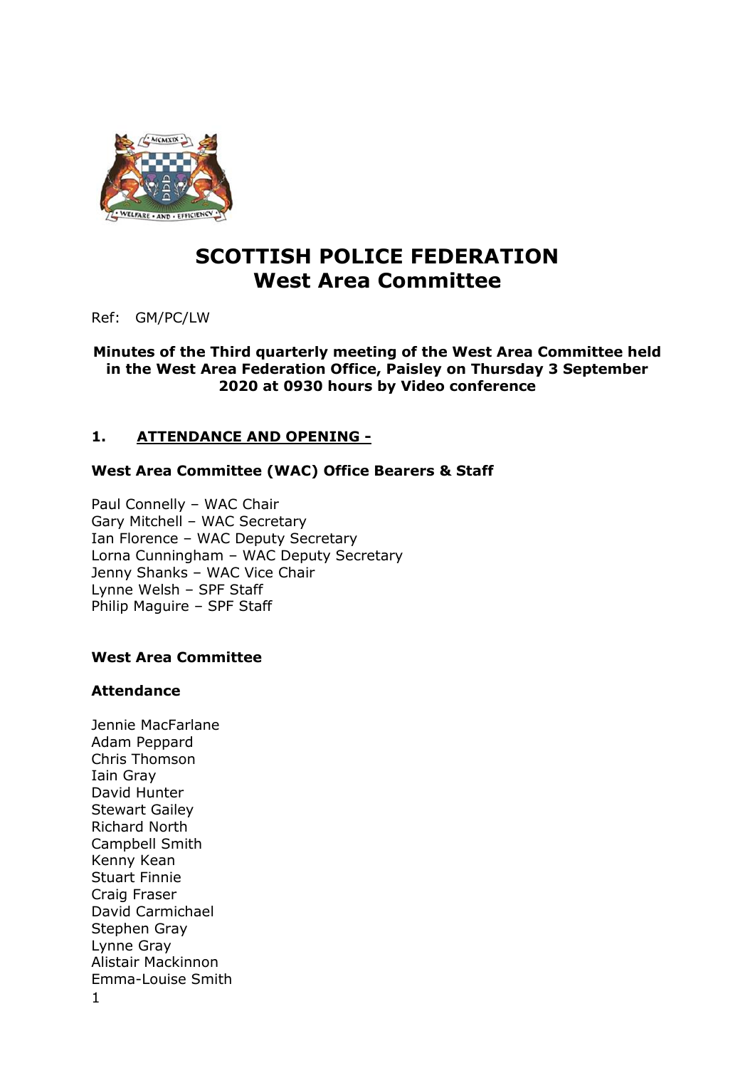# SCOTTISH POLICE FEDERATION
# West Area Committee

Ref: GM/PC/LW

**Minutes of the Third quarterly meeting of the West Area Committee held in the West Area Federation Office, Paisley on Thursday 3 September 2020 at 0930 hours by Video conference**

## 1. ATTENDANCE AND OPENING -

### West Area Committee (WAC) Office Bearers & Staff

Paul Connelly – WAC Chair
Gary Mitchell – WAC Secretary
Ian Florence – WAC Deputy Secretary
Lorna Cunningham – WAC Deputy Secretary
Jenny Shanks – WAC Vice Chair
Lynne Welsh – SPF Staff
Philip Maguire – SPF Staff

### West Area Committee

### Attendance

Jennie MacFarlane
Adam Peppard
Chris Thomson
Iain Gray
David Hunter
Stewart Gailey
Richard North
Campbell Smith
Kenny Kean
Stuart Finnie
Craig Fraser
David Carmichael
Stephen Gray
Lynne Gray
Alistair Mackinnon
Emma-Louise Smith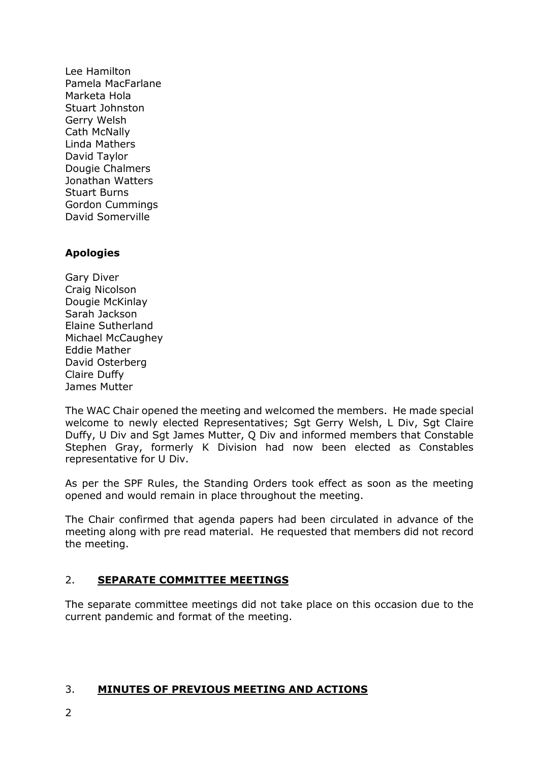Lee Hamilton
Pamela MacFarlane
Marketa Hola
Stuart Johnston
Gerry Welsh
Cath McNally
Linda Mathers
David Taylor
Dougie Chalmers
Jonathan Watters
Stuart Burns
Gordon Cummings
David Somerville

**Apologies**

Gary Diver
Craig Nicolson
Dougie McKinlay
Sarah Jackson
Elaine Sutherland
Michael McCaughey
Eddie Mather
David Osterberg
Claire Duffy
James Mutter

The WAC Chair opened the meeting and welcomed the members. He made special welcome to newly elected Representatives; Sgt Gerry Welsh, L Div, Sgt Claire Duffy, U Div and Sgt James Mutter, Q Div and informed members that Constable Stephen Gray, formerly K Division had now been elected as Constables representative for U Div.

As per the SPF Rules, the Standing Orders took effect as soon as the meeting opened and would remain in place throughout the meeting.

The Chair confirmed that agenda papers had been circulated in advance of the meeting along with pre read material. He requested that members did not record the meeting.

## 2. **SEPARATE COMMITTEE MEETINGS**

The separate committee meetings did not take place on this occasion due to the current pandemic and format of the meeting.

## 3. **MINUTES OF PREVIOUS MEETING AND ACTIONS**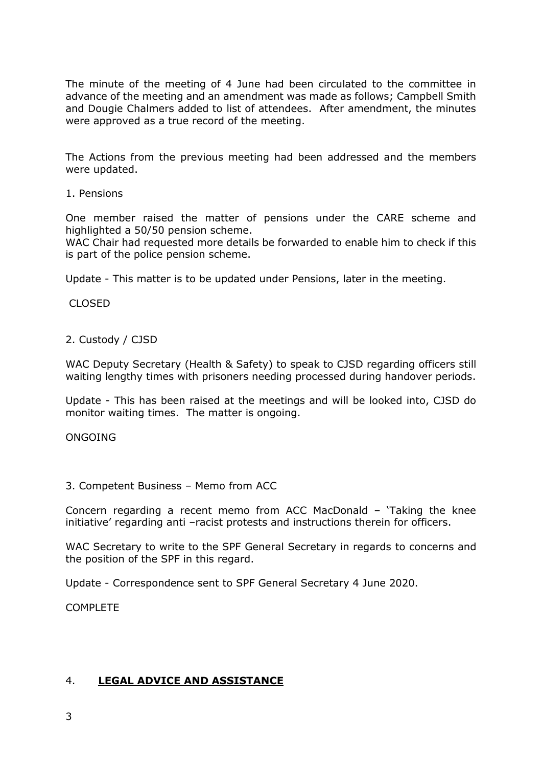The minute of the meeting of 4 June had been circulated to the committee in advance of the meeting and an amendment was made as follows; Campbell Smith and Dougie Chalmers added to list of attendees. After amendment, the minutes were approved as a true record of the meeting.

The Actions from the previous meeting had been addressed and the members were updated.

1. Pensions

One member raised the matter of pensions under the CARE scheme and highlighted a 50/50 pension scheme.
WAC Chair had requested more details be forwarded to enable him to check if this is part of the police pension scheme.

Update - This matter is to be updated under Pensions, later in the meeting.

CLOSED

2. Custody / CJSD

WAC Deputy Secretary (Health & Safety) to speak to CJSD regarding officers still waiting lengthy times with prisoners needing processed during handover periods.

Update - This has been raised at the meetings and will be looked into, CJSD do monitor waiting times. The matter is ongoing.

ONGOING

3. Competent Business – Memo from ACC

Concern regarding a recent memo from ACC MacDonald – 'Taking the knee initiative' regarding anti –racist protests and instructions therein for officers.

WAC Secretary to write to the SPF General Secretary in regards to concerns and the position of the SPF in this regard.

Update - Correspondence sent to SPF General Secretary 4 June 2020.

COMPLETE

## 4. **LEGAL ADVICE AND ASSISTANCE**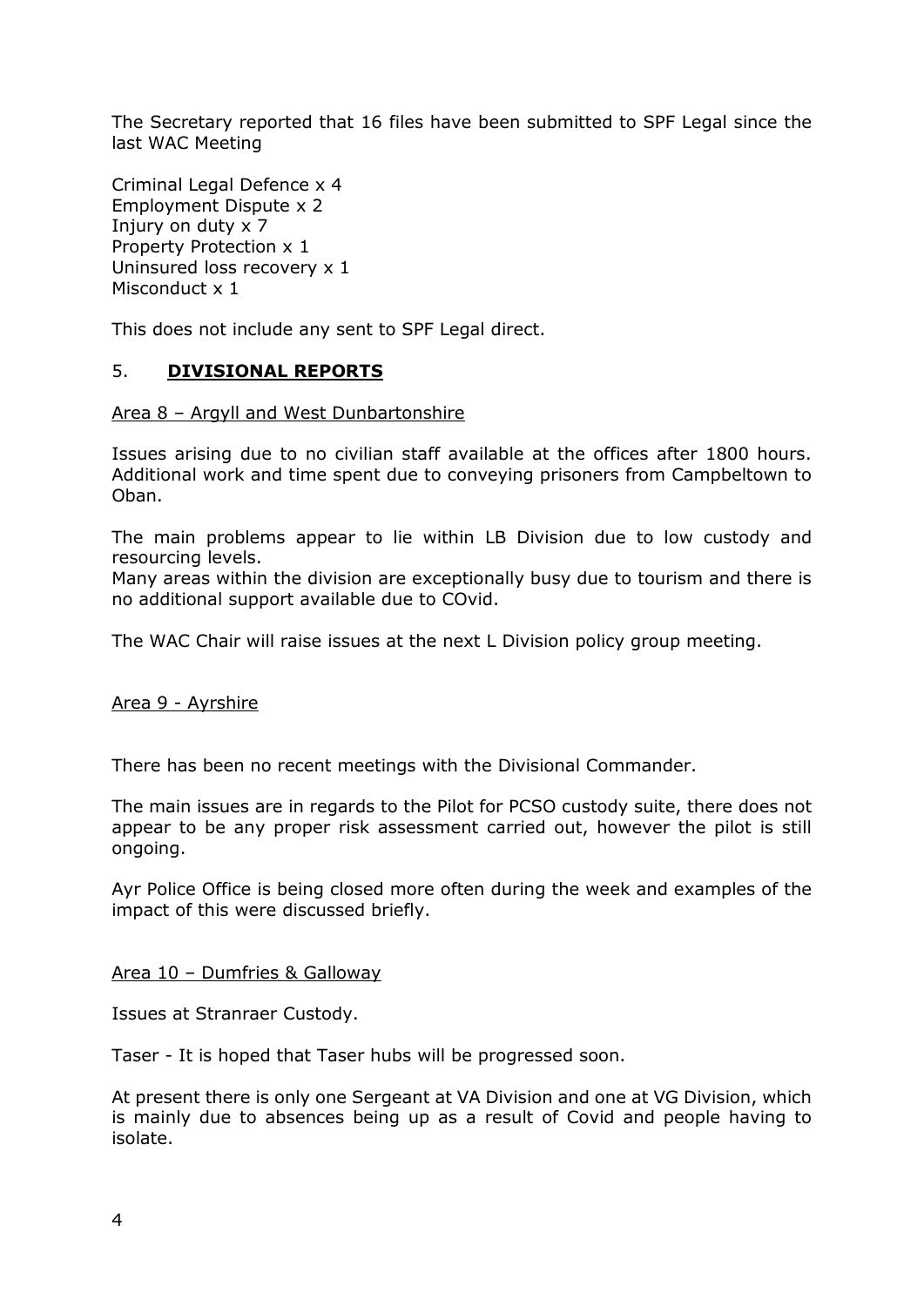The Secretary reported that 16 files have been submitted to SPF Legal since the last WAC Meeting

Criminal Legal Defence x 4  
Employment Dispute x 2  
Injury on duty x 7  
Property Protection x 1  
Uninsured loss recovery x 1  
Misconduct x 1

This does not include any sent to SPF Legal direct.

## 5. **<u>DIVISIONAL REPORTS</u>**

<u>Area 8 – Argyll and West Dunbartonshire</u>

Issues arising due to no civilian staff available at the offices after 1800 hours. Additional work and time spent due to conveying prisoners from Campbeltown to Oban.

The main problems appear to lie within LB Division due to low custody and resourcing levels.  
Many areas within the division are exceptionally busy due to tourism and there is no additional support available due to COvid.

The WAC Chair will raise issues at the next L Division policy group meeting.

<u>Area 9 - Ayrshire</u>

There has been no recent meetings with the Divisional Commander.

The main issues are in regards to the Pilot for PCSO custody suite, there does not appear to be any proper risk assessment carried out, however the pilot is still ongoing.

Ayr Police Office is being closed more often during the week and examples of the impact of this were discussed briefly.

<u>Area 10 – Dumfries & Galloway</u>

Issues at Stranraer Custody.

Taser - It is hoped that Taser hubs will be progressed soon.

At present there is only one Sergeant at VA Division and one at VG Division, which is mainly due to absences being up as a result of Covid and people having to isolate.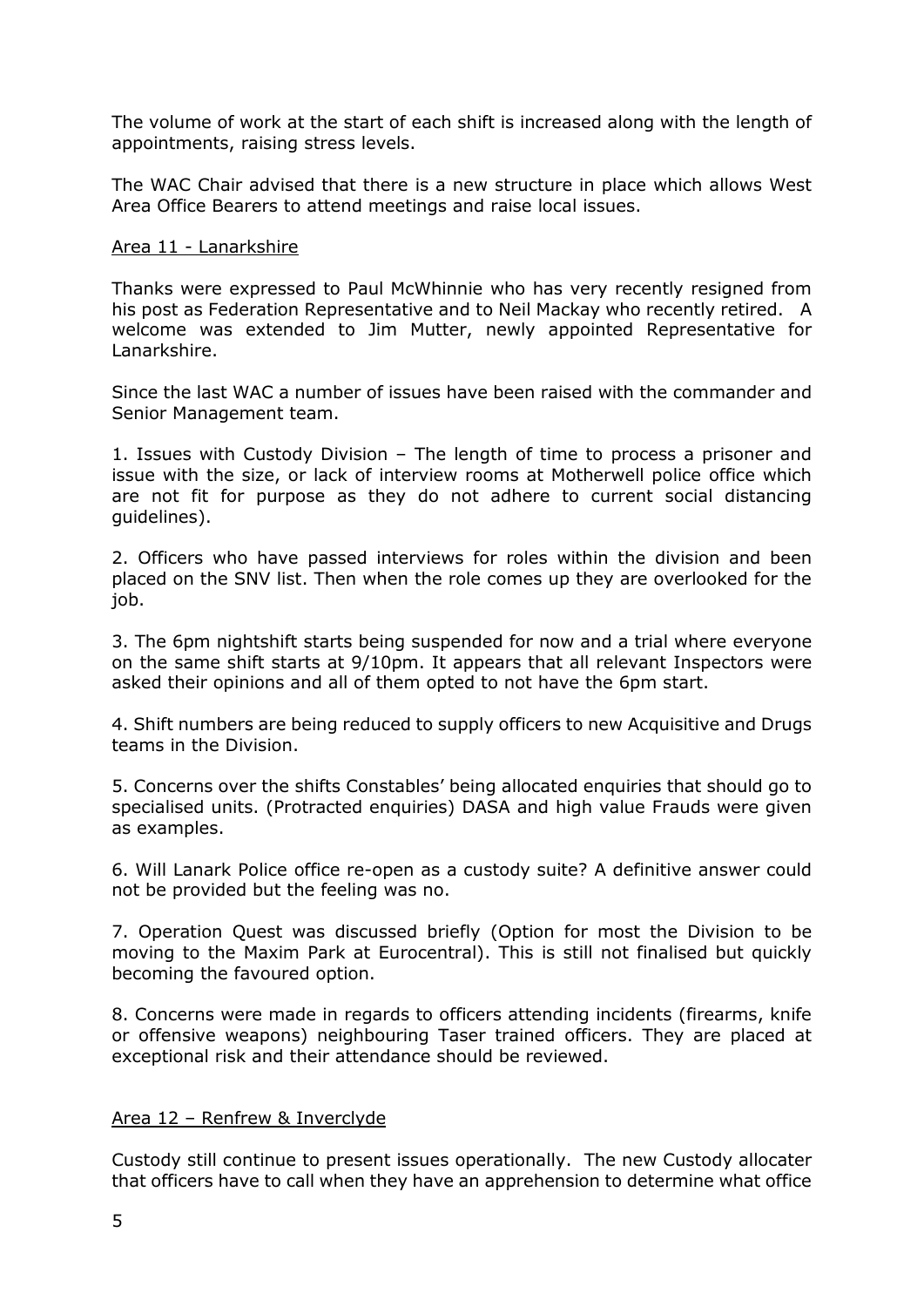The volume of work at the start of each shift is increased along with the length of appointments, raising stress levels.

The WAC Chair advised that there is a new structure in place which allows West Area Office Bearers to attend meetings and raise local issues.

Area 11 - Lanarkshire

Thanks were expressed to Paul McWhinnie who has very recently resigned from his post as Federation Representative and to Neil Mackay who recently retired. A welcome was extended to Jim Mutter, newly appointed Representative for Lanarkshire.

Since the last WAC a number of issues have been raised with the commander and Senior Management team.

1. Issues with Custody Division – The length of time to process a prisoner and issue with the size, or lack of interview rooms at Motherwell police office which are not fit for purpose as they do not adhere to current social distancing guidelines).

2. Officers who have passed interviews for roles within the division and been placed on the SNV list. Then when the role comes up they are overlooked for the job.

3. The 6pm nightshift starts being suspended for now and a trial where everyone on the same shift starts at 9/10pm. It appears that all relevant Inspectors were asked their opinions and all of them opted to not have the 6pm start.

4. Shift numbers are being reduced to supply officers to new Acquisitive and Drugs teams in the Division.

5. Concerns over the shifts Constables' being allocated enquiries that should go to specialised units. (Protracted enquiries) DASA and high value Frauds were given as examples.

6. Will Lanark Police office re-open as a custody suite? A definitive answer could not be provided but the feeling was no.

7. Operation Quest was discussed briefly (Option for most the Division to be moving to the Maxim Park at Eurocentral). This is still not finalised but quickly becoming the favoured option.

8. Concerns were made in regards to officers attending incidents (firearms, knife or offensive weapons) neighbouring Taser trained officers. They are placed at exceptional risk and their attendance should be reviewed.

Area 12 – Renfrew & Inverclyde

Custody still continue to present issues operationally. The new Custody allocater that officers have to call when they have an apprehension to determine what office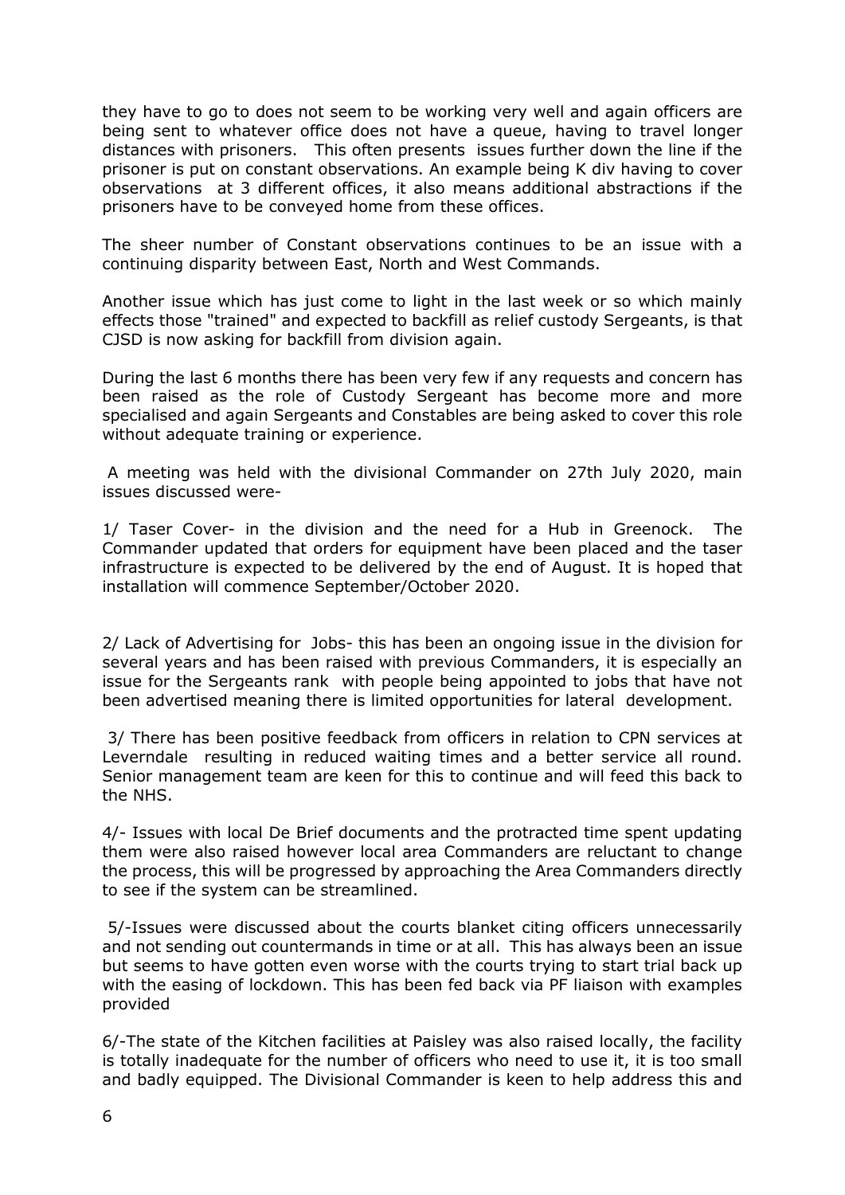they have to go to does not seem to be working very well and again officers are being sent to whatever office does not have a queue, having to travel longer distances with prisoners. This often presents issues further down the line if the prisoner is put on constant observations. An example being K div having to cover observations at 3 different offices, it also means additional abstractions if the prisoners have to be conveyed home from these offices.

The sheer number of Constant observations continues to be an issue with a continuing disparity between East, North and West Commands.

Another issue which has just come to light in the last week or so which mainly effects those "trained" and expected to backfill as relief custody Sergeants, is that CJSD is now asking for backfill from division again.

During the last 6 months there has been very few if any requests and concern has been raised as the role of Custody Sergeant has become more and more specialised and again Sergeants and Constables are being asked to cover this role without adequate training or experience.

A meeting was held with the divisional Commander on 27th July 2020, main issues discussed were-

1/ Taser Cover- in the division and the need for a Hub in Greenock. The Commander updated that orders for equipment have been placed and the taser infrastructure is expected to be delivered by the end of August. It is hoped that installation will commence September/October 2020.

2/ Lack of Advertising for Jobs- this has been an ongoing issue in the division for several years and has been raised with previous Commanders, it is especially an issue for the Sergeants rank with people being appointed to jobs that have not been advertised meaning there is limited opportunities for lateral development.

3/ There has been positive feedback from officers in relation to CPN services at Leverndale resulting in reduced waiting times and a better service all round. Senior management team are keen for this to continue and will feed this back to the NHS.

4/- Issues with local De Brief documents and the protracted time spent updating them were also raised however local area Commanders are reluctant to change the process, this will be progressed by approaching the Area Commanders directly to see if the system can be streamlined.

5/-Issues were discussed about the courts blanket citing officers unnecessarily and not sending out countermands in time or at all. This has always been an issue but seems to have gotten even worse with the courts trying to start trial back up with the easing of lockdown. This has been fed back via PF liaison with examples provided

6/-The state of the Kitchen facilities at Paisley was also raised locally, the facility is totally inadequate for the number of officers who need to use it, it is too small and badly equipped. The Divisional Commander is keen to help address this and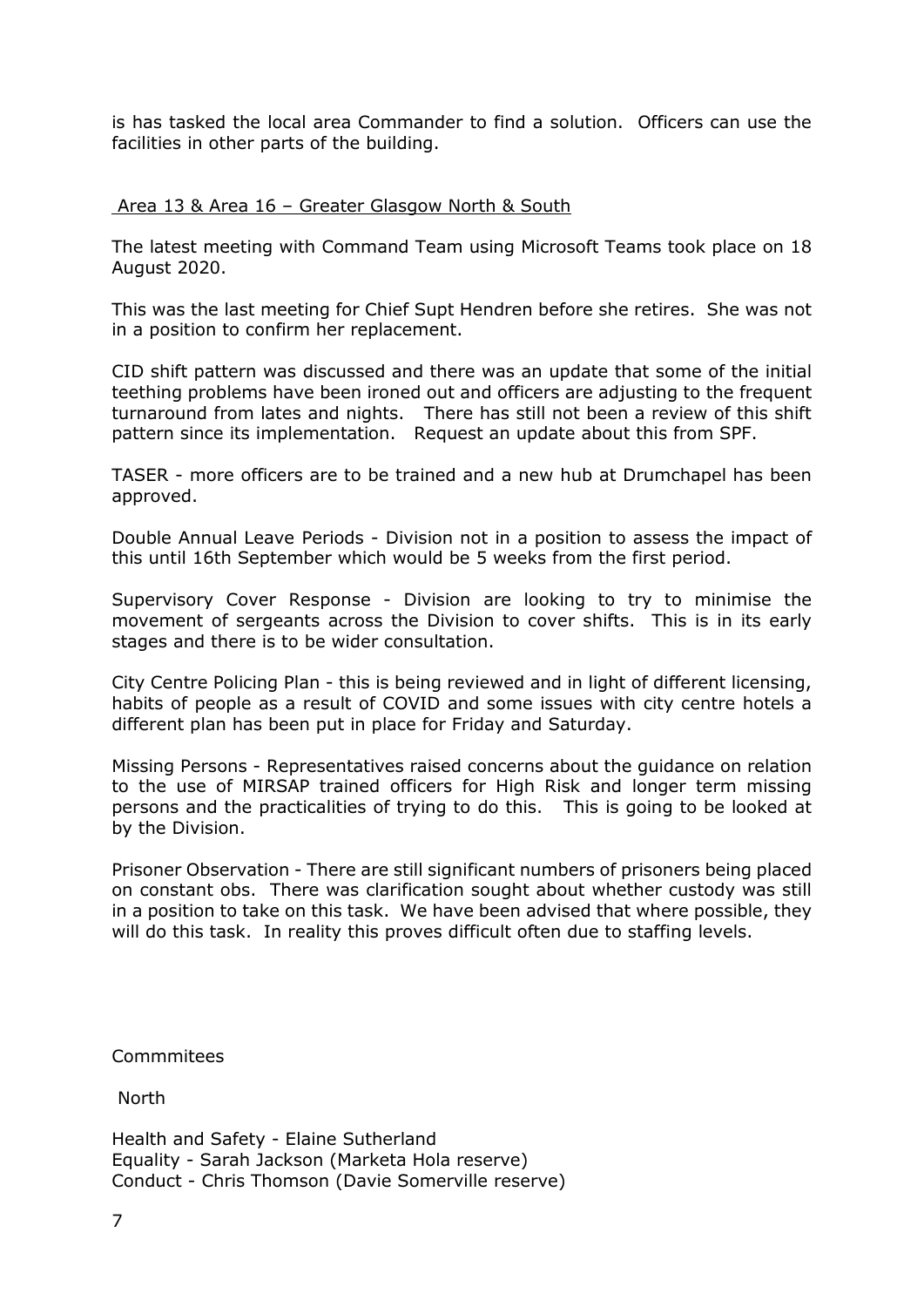is has tasked the local area Commander to find a solution. Officers can use the facilities in other parts of the building.

## Area 13 & Area 16 – Greater Glasgow North & South

The latest meeting with Command Team using Microsoft Teams took place on 18 August 2020.

This was the last meeting for Chief Supt Hendren before she retires. She was not in a position to confirm her replacement.

CID shift pattern was discussed and there was an update that some of the initial teething problems have been ironed out and officers are adjusting to the frequent turnaround from lates and nights. There has still not been a review of this shift pattern since its implementation. Request an update about this from SPF.

TASER - more officers are to be trained and a new hub at Drumchapel has been approved.

Double Annual Leave Periods - Division not in a position to assess the impact of this until 16th September which would be 5 weeks from the first period.

Supervisory Cover Response - Division are looking to try to minimise the movement of sergeants across the Division to cover shifts. This is in its early stages and there is to be wider consultation.

City Centre Policing Plan - this is being reviewed and in light of different licensing, habits of people as a result of COVID and some issues with city centre hotels a different plan has been put in place for Friday and Saturday.

Missing Persons - Representatives raised concerns about the guidance on relation to the use of MIRSAP trained officers for High Risk and longer term missing persons and the practicalities of trying to do this. This is going to be looked at by the Division.

Prisoner Observation - There are still significant numbers of prisoners being placed on constant obs. There was clarification sought about whether custody was still in a position to take on this task. We have been advised that where possible, they will do this task. In reality this proves difficult often due to staffing levels.

Commmitees

North

Health and Safety - Elaine Sutherland
Equality - Sarah Jackson (Marketa Hola reserve)
Conduct - Chris Thomson (Davie Somerville reserve)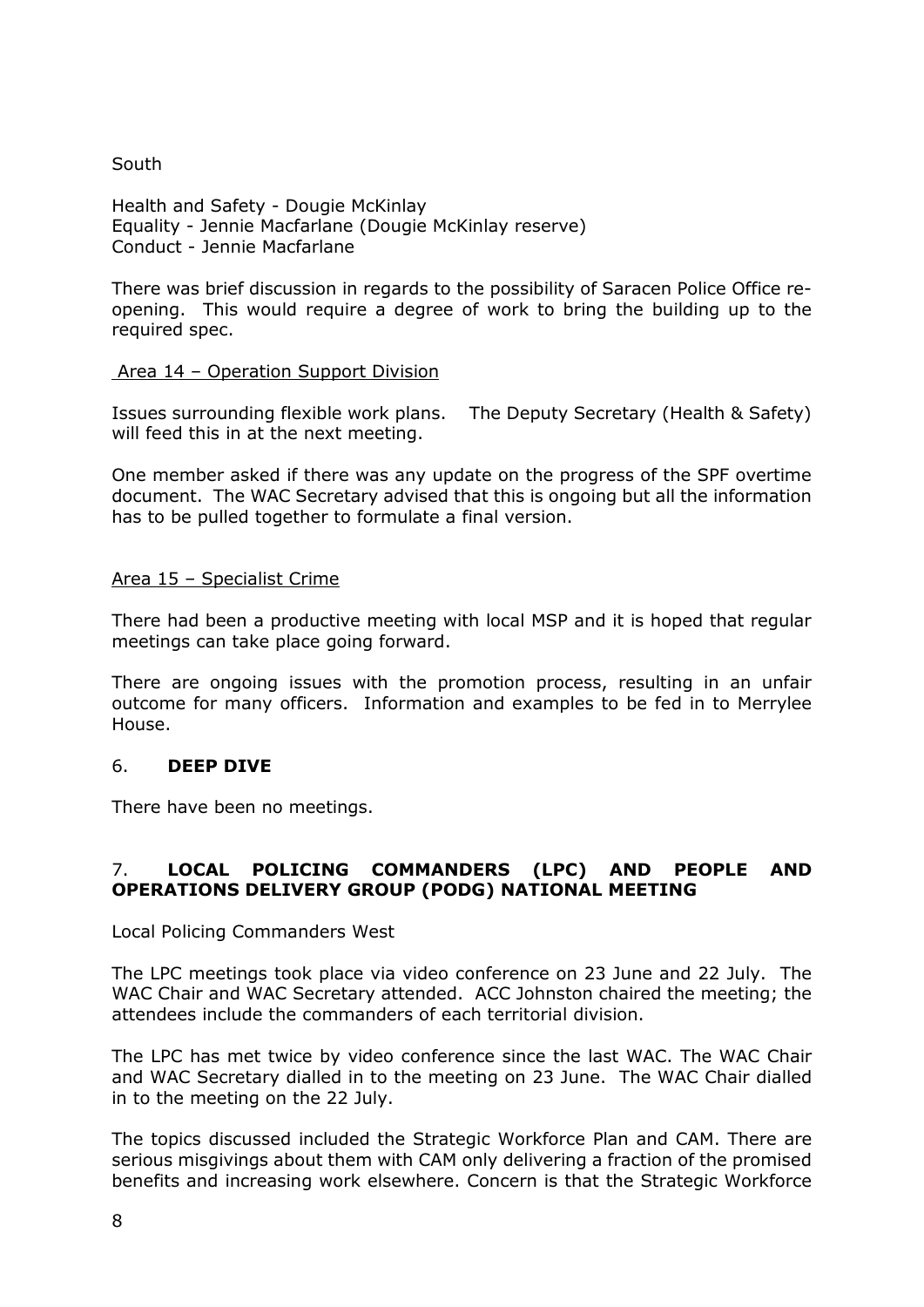South

Health and Safety - Dougie McKinlay
Equality - Jennie Macfarlane (Dougie McKinlay reserve)
Conduct - Jennie Macfarlane

There was brief discussion in regards to the possibility of Saracen Police Office re-opening. This would require a degree of work to bring the building up to the required spec.

Area 14 – Operation Support Division

Issues surrounding flexible work plans. The Deputy Secretary (Health & Safety) will feed this in at the next meeting.

One member asked if there was any update on the progress of the SPF overtime document. The WAC Secretary advised that this is ongoing but all the information has to be pulled together to formulate a final version.

Area 15 – Specialist Crime

There had been a productive meeting with local MSP and it is hoped that regular meetings can take place going forward.

There are ongoing issues with the promotion process, resulting in an unfair outcome for many officers. Information and examples to be fed in to Merrylee House.

## 6. **DEEP DIVE**

There have been no meetings.

## 7. **LOCAL POLICING COMMANDERS (LPC) AND PEOPLE AND OPERATIONS DELIVERY GROUP (PODG) NATIONAL MEETING**

Local Policing Commanders West

The LPC meetings took place via video conference on 23 June and 22 July. The WAC Chair and WAC Secretary attended. ACC Johnston chaired the meeting; the attendees include the commanders of each territorial division.

The LPC has met twice by video conference since the last WAC. The WAC Chair and WAC Secretary dialled in to the meeting on 23 June. The WAC Chair dialled in to the meeting on the 22 July.

The topics discussed included the Strategic Workforce Plan and CAM. There are serious misgivings about them with CAM only delivering a fraction of the promised benefits and increasing work elsewhere. Concern is that the Strategic Workforce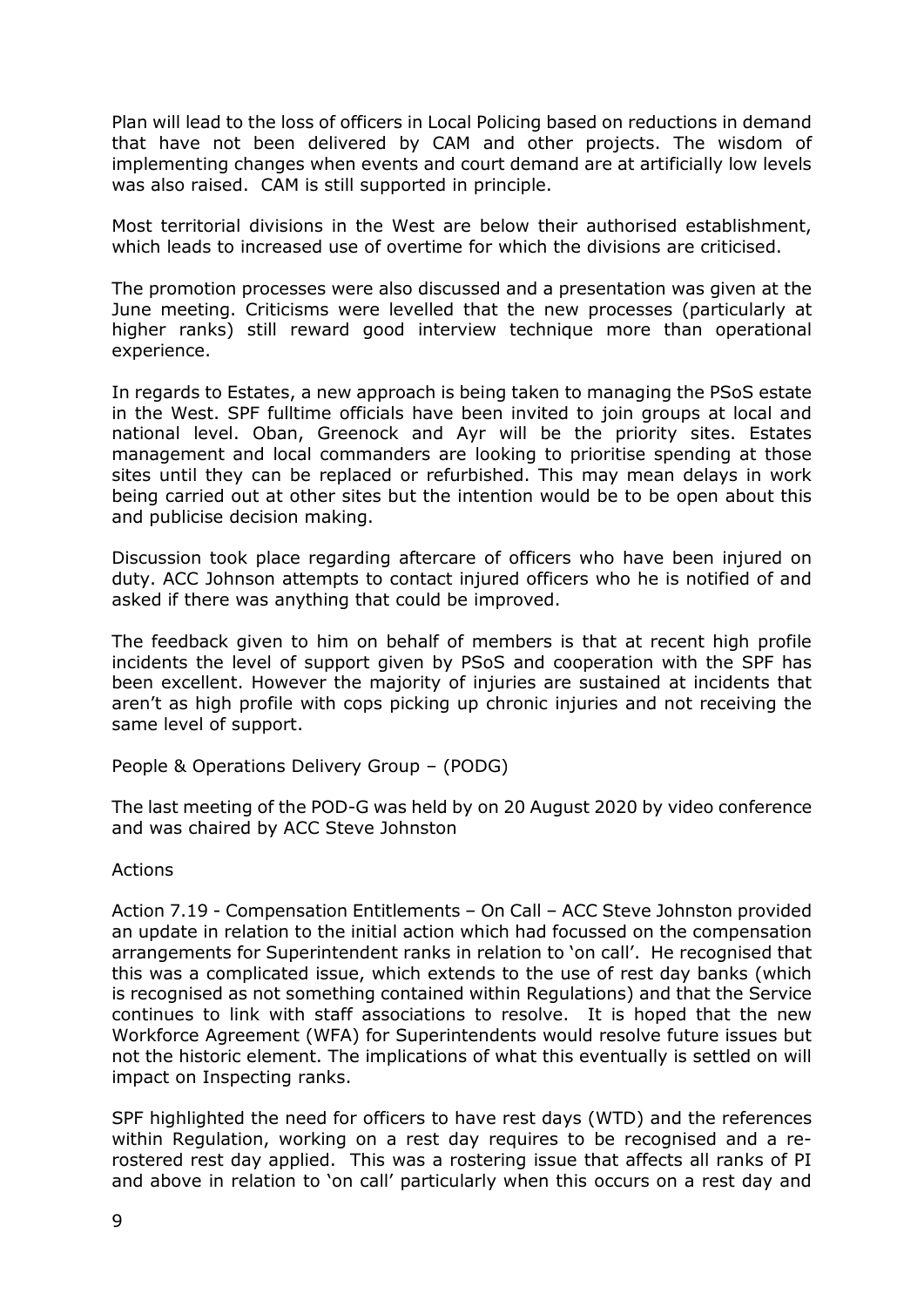Plan will lead to the loss of officers in Local Policing based on reductions in demand that have not been delivered by CAM and other projects. The wisdom of implementing changes when events and court demand are at artificially low levels was also raised. CAM is still supported in principle.

Most territorial divisions in the West are below their authorised establishment, which leads to increased use of overtime for which the divisions are criticised.

The promotion processes were also discussed and a presentation was given at the June meeting. Criticisms were levelled that the new processes (particularly at higher ranks) still reward good interview technique more than operational experience.

In regards to Estates, a new approach is being taken to managing the PSoS estate in the West. SPF fulltime officials have been invited to join groups at local and national level. Oban, Greenock and Ayr will be the priority sites. Estates management and local commanders are looking to prioritise spending at those sites until they can be replaced or refurbished. This may mean delays in work being carried out at other sites but the intention would be to be open about this and publicise decision making.

Discussion took place regarding aftercare of officers who have been injured on duty. ACC Johnson attempts to contact injured officers who he is notified of and asked if there was anything that could be improved.

The feedback given to him on behalf of members is that at recent high profile incidents the level of support given by PSoS and cooperation with the SPF has been excellent. However the majority of injuries are sustained at incidents that aren't as high profile with cops picking up chronic injuries and not receiving the same level of support.

People & Operations Delivery Group – (PODG)

The last meeting of the POD-G was held by on 20 August 2020 by video conference and was chaired by ACC Steve Johnston

Actions

Action 7.19 - Compensation Entitlements – On Call – ACC Steve Johnston provided an update in relation to the initial action which had focussed on the compensation arrangements for Superintendent ranks in relation to 'on call'. He recognised that this was a complicated issue, which extends to the use of rest day banks (which is recognised as not something contained within Regulations) and that the Service continues to link with staff associations to resolve. It is hoped that the new Workforce Agreement (WFA) for Superintendents would resolve future issues but not the historic element. The implications of what this eventually is settled on will impact on Inspecting ranks.

SPF highlighted the need for officers to have rest days (WTD) and the references within Regulation, working on a rest day requires to be recognised and a re-rostered rest day applied. This was a rostering issue that affects all ranks of PI and above in relation to 'on call' particularly when this occurs on a rest day and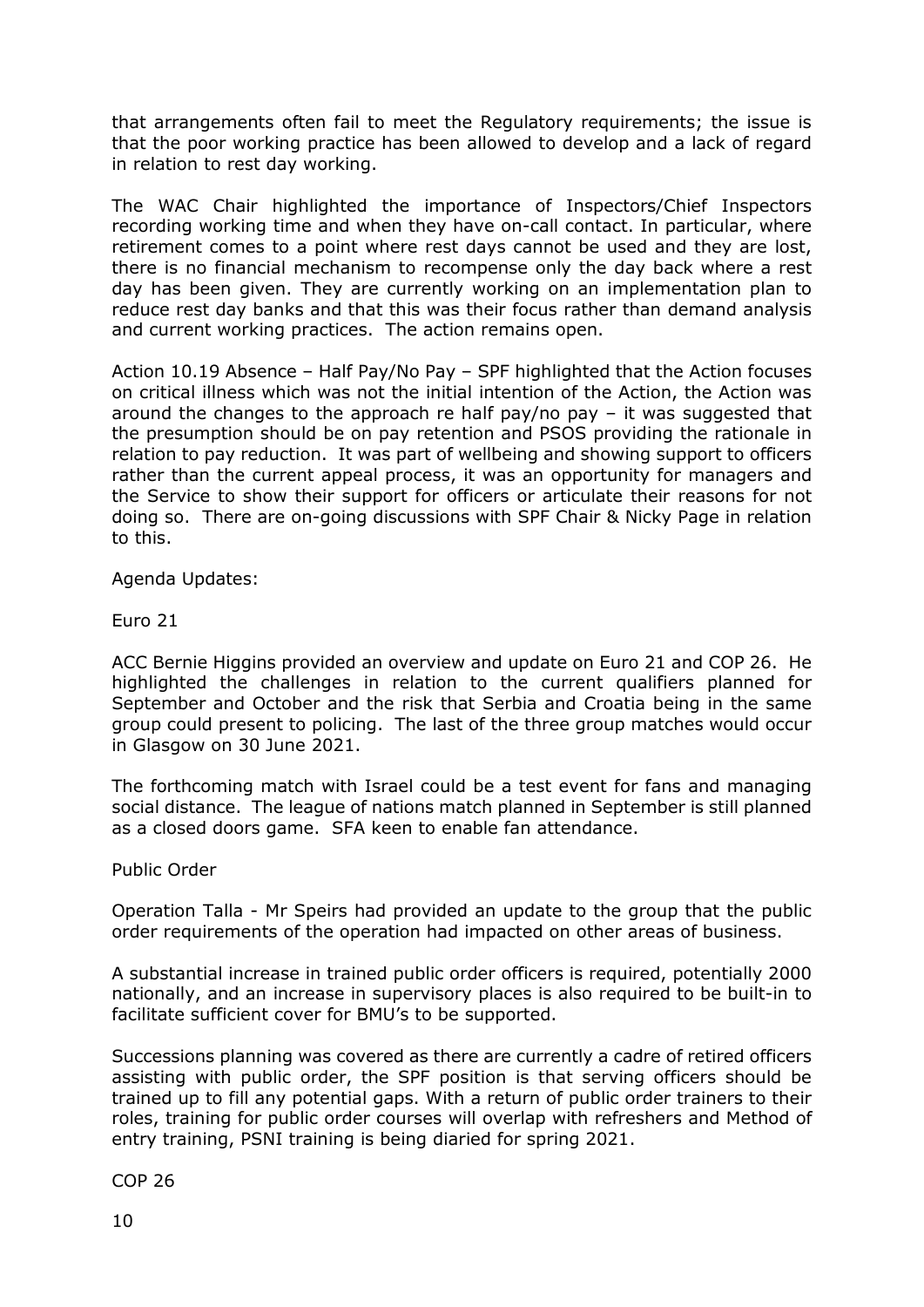that arrangements often fail to meet the Regulatory requirements; the issue is that the poor working practice has been allowed to develop and a lack of regard in relation to rest day working.

The WAC Chair highlighted the importance of Inspectors/Chief Inspectors recording working time and when they have on-call contact. In particular, where retirement comes to a point where rest days cannot be used and they are lost, there is no financial mechanism to recompense only the day back where a rest day has been given. They are currently working on an implementation plan to reduce rest day banks and that this was their focus rather than demand analysis and current working practices. The action remains open.

Action 10.19 Absence – Half Pay/No Pay – SPF highlighted that the Action focuses on critical illness which was not the initial intention of the Action, the Action was around the changes to the approach re half pay/no pay – it was suggested that the presumption should be on pay retention and PSOS providing the rationale in relation to pay reduction. It was part of wellbeing and showing support to officers rather than the current appeal process, it was an opportunity for managers and the Service to show their support for officers or articulate their reasons for not doing so. There are on-going discussions with SPF Chair & Nicky Page in relation to this.

Agenda Updates:

Euro 21

ACC Bernie Higgins provided an overview and update on Euro 21 and COP 26. He highlighted the challenges in relation to the current qualifiers planned for September and October and the risk that Serbia and Croatia being in the same group could present to policing. The last of the three group matches would occur in Glasgow on 30 June 2021.

The forthcoming match with Israel could be a test event for fans and managing social distance. The league of nations match planned in September is still planned as a closed doors game. SFA keen to enable fan attendance.

Public Order

Operation Talla - Mr Speirs had provided an update to the group that the public order requirements of the operation had impacted on other areas of business.

A substantial increase in trained public order officers is required, potentially 2000 nationally, and an increase in supervisory places is also required to be built-in to facilitate sufficient cover for BMU's to be supported.

Successions planning was covered as there are currently a cadre of retired officers assisting with public order, the SPF position is that serving officers should be trained up to fill any potential gaps. With a return of public order trainers to their roles, training for public order courses will overlap with refreshers and Method of entry training, PSNI training is being diaried for spring 2021.

COP 26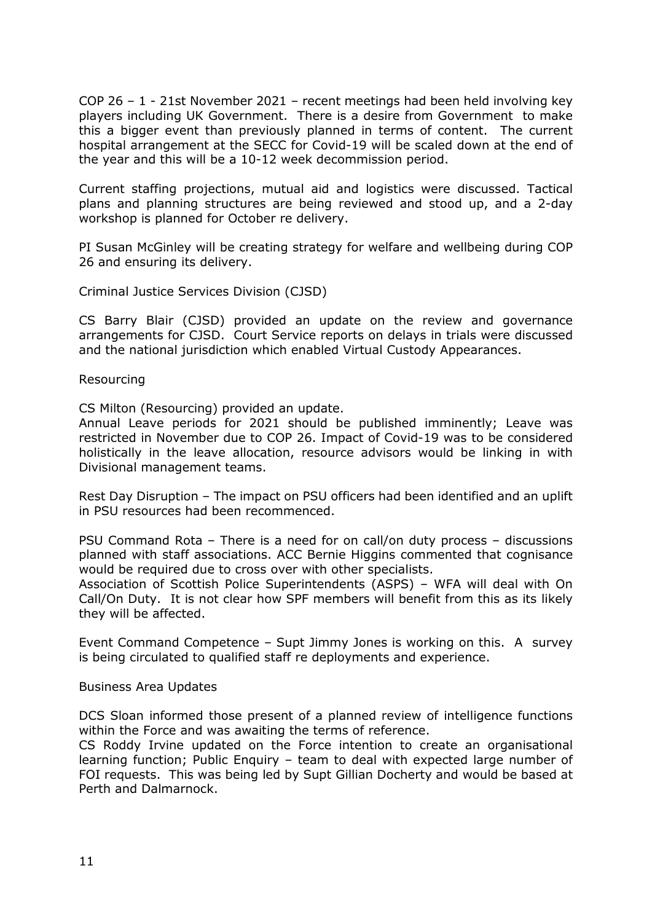COP 26 – 1 - 21st November 2021 – recent meetings had been held involving key players including UK Government. There is a desire from Government to make this a bigger event than previously planned in terms of content. The current hospital arrangement at the SECC for Covid-19 will be scaled down at the end of the year and this will be a 10-12 week decommission period.

Current staffing projections, mutual aid and logistics were discussed. Tactical plans and planning structures are being reviewed and stood up, and a 2-day workshop is planned for October re delivery.

PI Susan McGinley will be creating strategy for welfare and wellbeing during COP 26 and ensuring its delivery.

Criminal Justice Services Division (CJSD)

CS Barry Blair (CJSD) provided an update on the review and governance arrangements for CJSD. Court Service reports on delays in trials were discussed and the national jurisdiction which enabled Virtual Custody Appearances.

Resourcing

CS Milton (Resourcing) provided an update.
Annual Leave periods for 2021 should be published imminently; Leave was restricted in November due to COP 26. Impact of Covid-19 was to be considered holistically in the leave allocation, resource advisors would be linking in with Divisional management teams.

Rest Day Disruption – The impact on PSU officers had been identified and an uplift in PSU resources had been recommenced.

PSU Command Rota – There is a need for on call/on duty process – discussions planned with staff associations. ACC Bernie Higgins commented that cognisance would be required due to cross over with other specialists.
Association of Scottish Police Superintendents (ASPS) – WFA will deal with On Call/On Duty. It is not clear how SPF members will benefit from this as its likely they will be affected.

Event Command Competence – Supt Jimmy Jones is working on this. A survey is being circulated to qualified staff re deployments and experience.

Business Area Updates

DCS Sloan informed those present of a planned review of intelligence functions within the Force and was awaiting the terms of reference.
CS Roddy Irvine updated on the Force intention to create an organisational learning function; Public Enquiry – team to deal with expected large number of FOI requests. This was being led by Supt Gillian Docherty and would be based at Perth and Dalmarnock.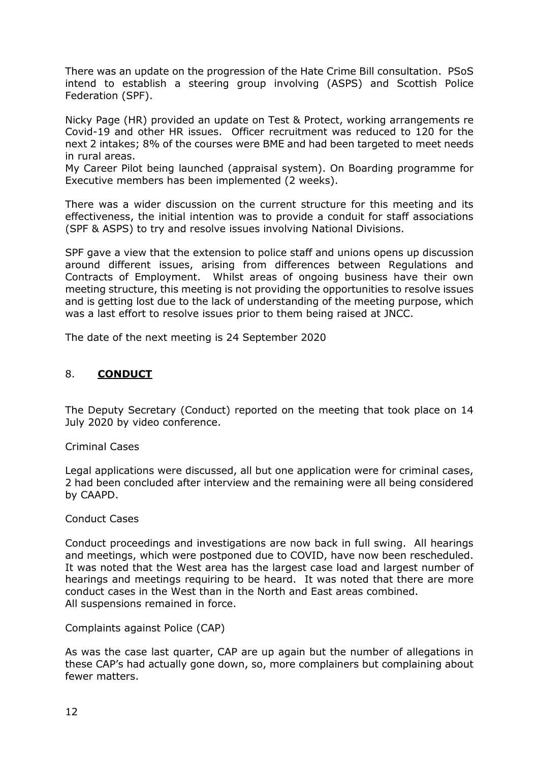There was an update on the progression of the Hate Crime Bill consultation. PSoS intend to establish a steering group involving (ASPS) and Scottish Police Federation (SPF).

Nicky Page (HR) provided an update on Test & Protect, working arrangements re Covid-19 and other HR issues. Officer recruitment was reduced to 120 for the next 2 intakes; 8% of the courses were BME and had been targeted to meet needs in rural areas.
My Career Pilot being launched (appraisal system). On Boarding programme for Executive members has been implemented (2 weeks).

There was a wider discussion on the current structure for this meeting and its effectiveness, the initial intention was to provide a conduit for staff associations (SPF & ASPS) to try and resolve issues involving National Divisions.

SPF gave a view that the extension to police staff and unions opens up discussion around different issues, arising from differences between Regulations and Contracts of Employment. Whilst areas of ongoing business have their own meeting structure, this meeting is not providing the opportunities to resolve issues and is getting lost due to the lack of understanding of the meeting purpose, which was a last effort to resolve issues prior to them being raised at JNCC.

The date of the next meeting is 24 September 2020

## 8. **CONDUCT**

The Deputy Secretary (Conduct) reported on the meeting that took place on 14 July 2020 by video conference.

Criminal Cases

Legal applications were discussed, all but one application were for criminal cases, 2 had been concluded after interview and the remaining were all being considered by CAAPD.

Conduct Cases

Conduct proceedings and investigations are now back in full swing. All hearings and meetings, which were postponed due to COVID, have now been rescheduled. It was noted that the West area has the largest case load and largest number of hearings and meetings requiring to be heard. It was noted that there are more conduct cases in the West than in the North and East areas combined.
All suspensions remained in force.

Complaints against Police (CAP)

As was the case last quarter, CAP are up again but the number of allegations in these CAP's had actually gone down, so, more complainers but complaining about fewer matters.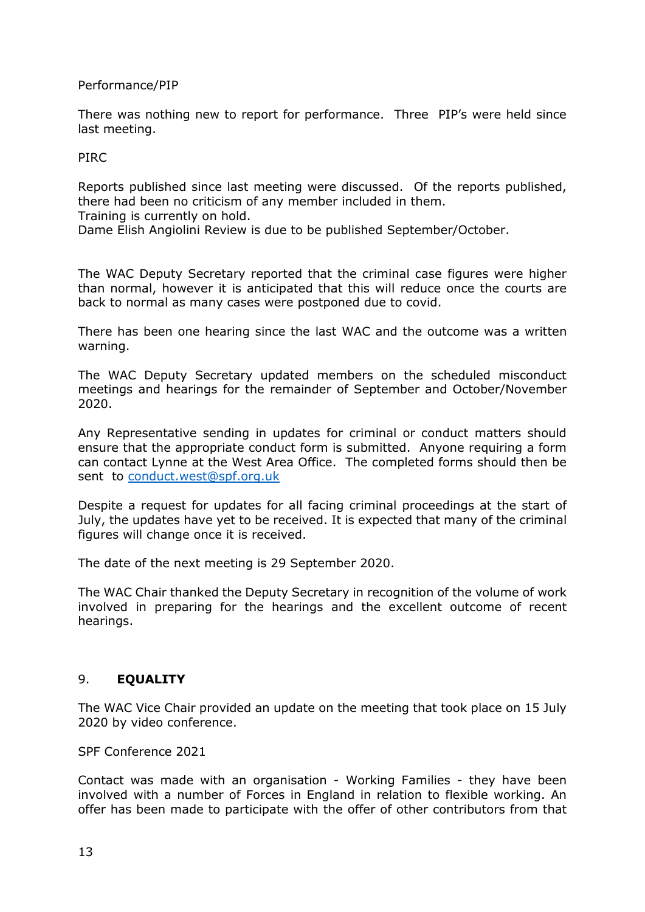Performance/PIP

There was nothing new to report for performance. Three PIP's were held since last meeting.

PIRC

Reports published since last meeting were discussed. Of the reports published, there had been no criticism of any member included in them.
Training is currently on hold.
Dame Elish Angiolini Review is due to be published September/October.

The WAC Deputy Secretary reported that the criminal case figures were higher than normal, however it is anticipated that this will reduce once the courts are back to normal as many cases were postponed due to covid.

There has been one hearing since the last WAC and the outcome was a written warning.

The WAC Deputy Secretary updated members on the scheduled misconduct meetings and hearings for the remainder of September and October/November 2020.

Any Representative sending in updates for criminal or conduct matters should ensure that the appropriate conduct form is submitted. Anyone requiring a form can contact Lynne at the West Area Office. The completed forms should then be sent to conduct.west@spf.org.uk

Despite a request for updates for all facing criminal proceedings at the start of July, the updates have yet to be received. It is expected that many of the criminal figures will change once it is received.

The date of the next meeting is 29 September 2020.

The WAC Chair thanked the Deputy Secretary in recognition of the volume of work involved in preparing for the hearings and the excellent outcome of recent hearings.

## 9. **EQUALITY**

The WAC Vice Chair provided an update on the meeting that took place on 15 July 2020 by video conference.

SPF Conference 2021

Contact was made with an organisation - Working Families - they have been involved with a number of Forces in England in relation to flexible working. An offer has been made to participate with the offer of other contributors from that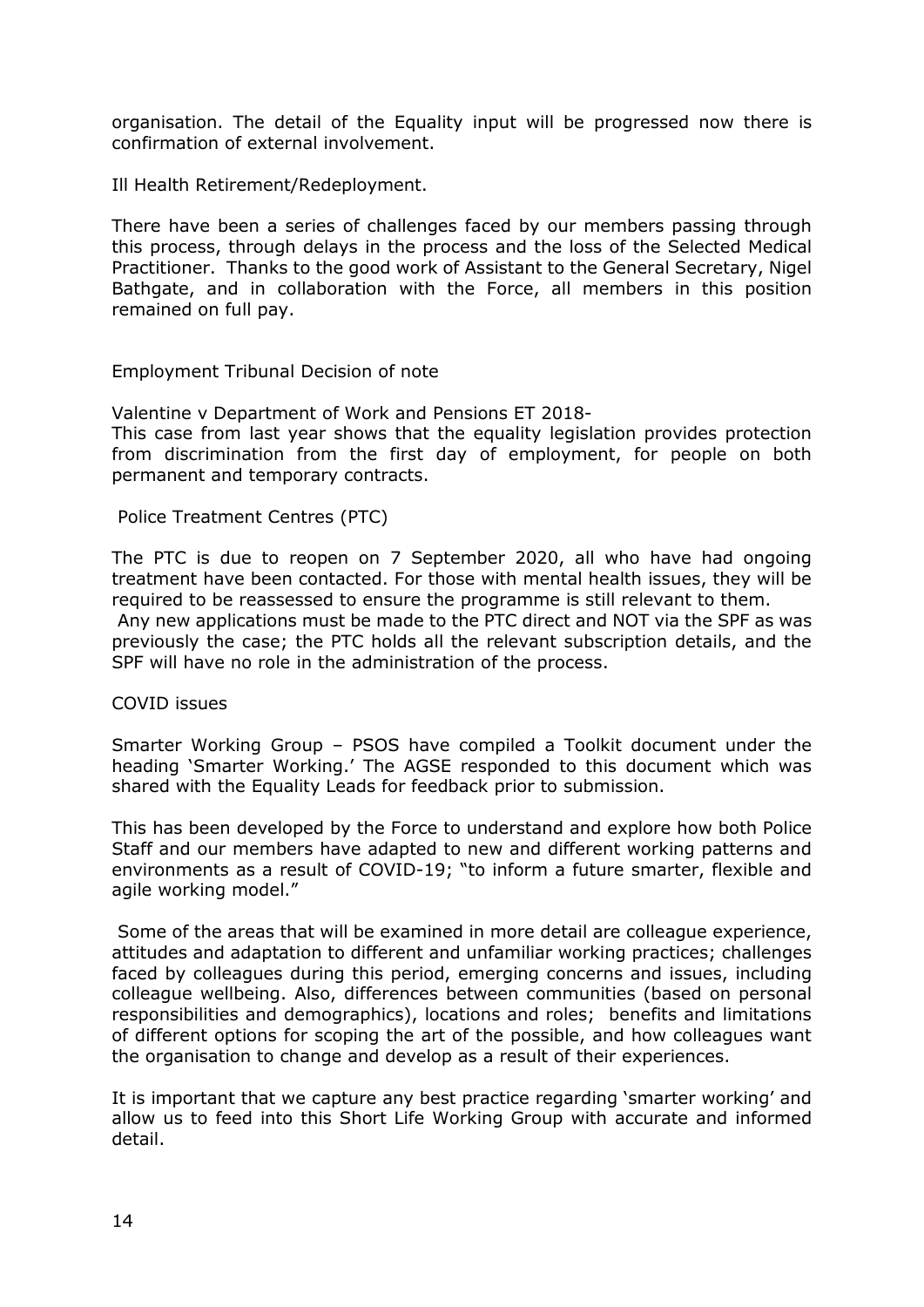organisation. The detail of the Equality input will be progressed now there is confirmation of external involvement.

Ill Health Retirement/Redeployment.

There have been a series of challenges faced by our members passing through this process, through delays in the process and the loss of the Selected Medical Practitioner. Thanks to the good work of Assistant to the General Secretary, Nigel Bathgate, and in collaboration with the Force, all members in this position remained on full pay.

Employment Tribunal Decision of note

Valentine v Department of Work and Pensions ET 2018-
This case from last year shows that the equality legislation provides protection from discrimination from the first day of employment, for people on both permanent and temporary contracts.

Police Treatment Centres (PTC)

The PTC is due to reopen on 7 September 2020, all who have had ongoing treatment have been contacted. For those with mental health issues, they will be required to be reassessed to ensure the programme is still relevant to them.
Any new applications must be made to the PTC direct and NOT via the SPF as was previously the case; the PTC holds all the relevant subscription details, and the SPF will have no role in the administration of the process.

COVID issues

Smarter Working Group – PSOS have compiled a Toolkit document under the heading 'Smarter Working.' The AGSE responded to this document which was shared with the Equality Leads for feedback prior to submission.

This has been developed by the Force to understand and explore how both Police Staff and our members have adapted to new and different working patterns and environments as a result of COVID-19; "to inform a future smarter, flexible and agile working model."

Some of the areas that will be examined in more detail are colleague experience, attitudes and adaptation to different and unfamiliar working practices; challenges faced by colleagues during this period, emerging concerns and issues, including colleague wellbeing. Also, differences between communities (based on personal responsibilities and demographics), locations and roles; benefits and limitations of different options for scoping the art of the possible, and how colleagues want the organisation to change and develop as a result of their experiences.

It is important that we capture any best practice regarding 'smarter working' and allow us to feed into this Short Life Working Group with accurate and informed detail.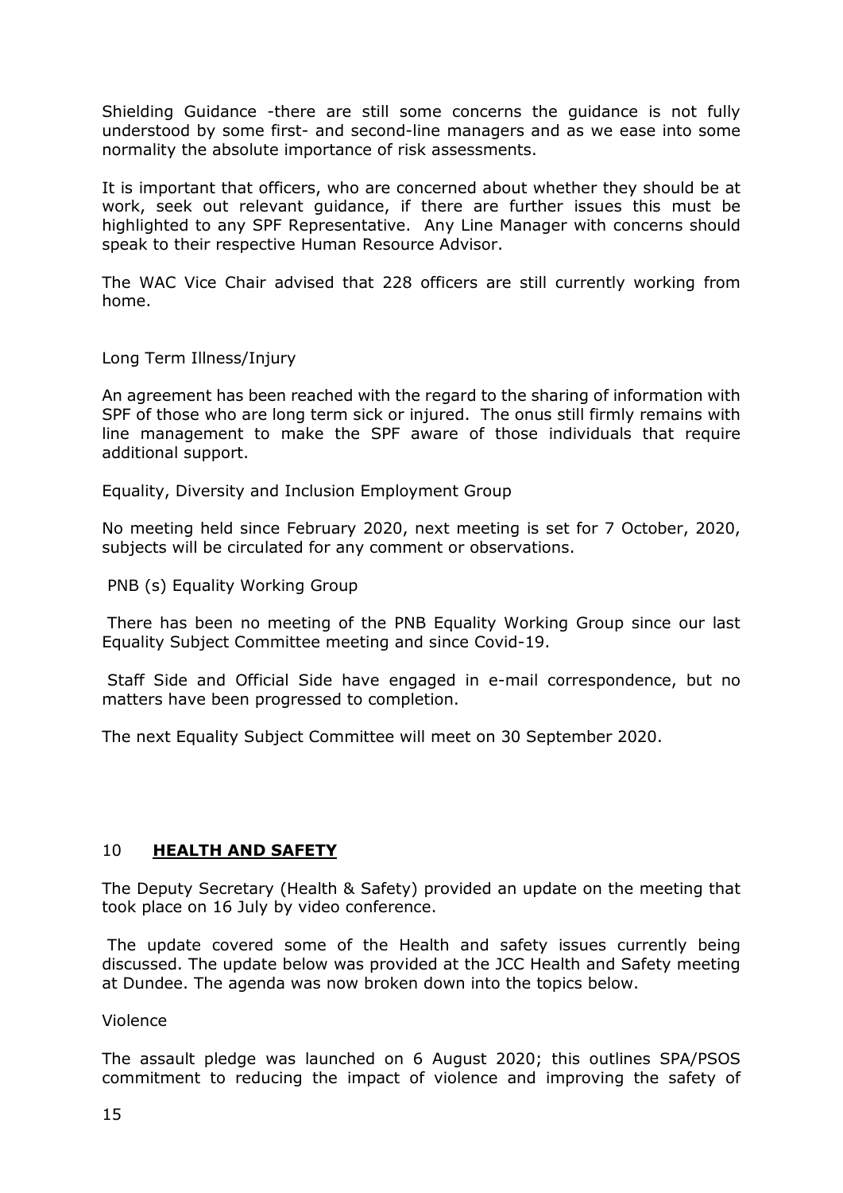Shielding Guidance -there are still some concerns the guidance is not fully understood by some first- and second-line managers and as we ease into some normality the absolute importance of risk assessments.

It is important that officers, who are concerned about whether they should be at work, seek out relevant guidance, if there are further issues this must be highlighted to any SPF Representative. Any Line Manager with concerns should speak to their respective Human Resource Advisor.

The WAC Vice Chair advised that 228 officers are still currently working from home.

Long Term Illness/Injury

An agreement has been reached with the regard to the sharing of information with SPF of those who are long term sick or injured. The onus still firmly remains with line management to make the SPF aware of those individuals that require additional support.

Equality, Diversity and Inclusion Employment Group

No meeting held since February 2020, next meeting is set for 7 October, 2020, subjects will be circulated for any comment or observations.

PNB (s) Equality Working Group

There has been no meeting of the PNB Equality Working Group since our last Equality Subject Committee meeting and since Covid-19.

Staff Side and Official Side have engaged in e-mail correspondence, but no matters have been progressed to completion.

The next Equality Subject Committee will meet on 30 September 2020.

## 10 **HEALTH AND SAFETY**

The Deputy Secretary (Health & Safety) provided an update on the meeting that took place on 16 July by video conference.

The update covered some of the Health and safety issues currently being discussed. The update below was provided at the JCC Health and Safety meeting at Dundee. The agenda was now broken down into the topics below.

Violence

The assault pledge was launched on 6 August 2020; this outlines SPA/PSOS commitment to reducing the impact of violence and improving the safety of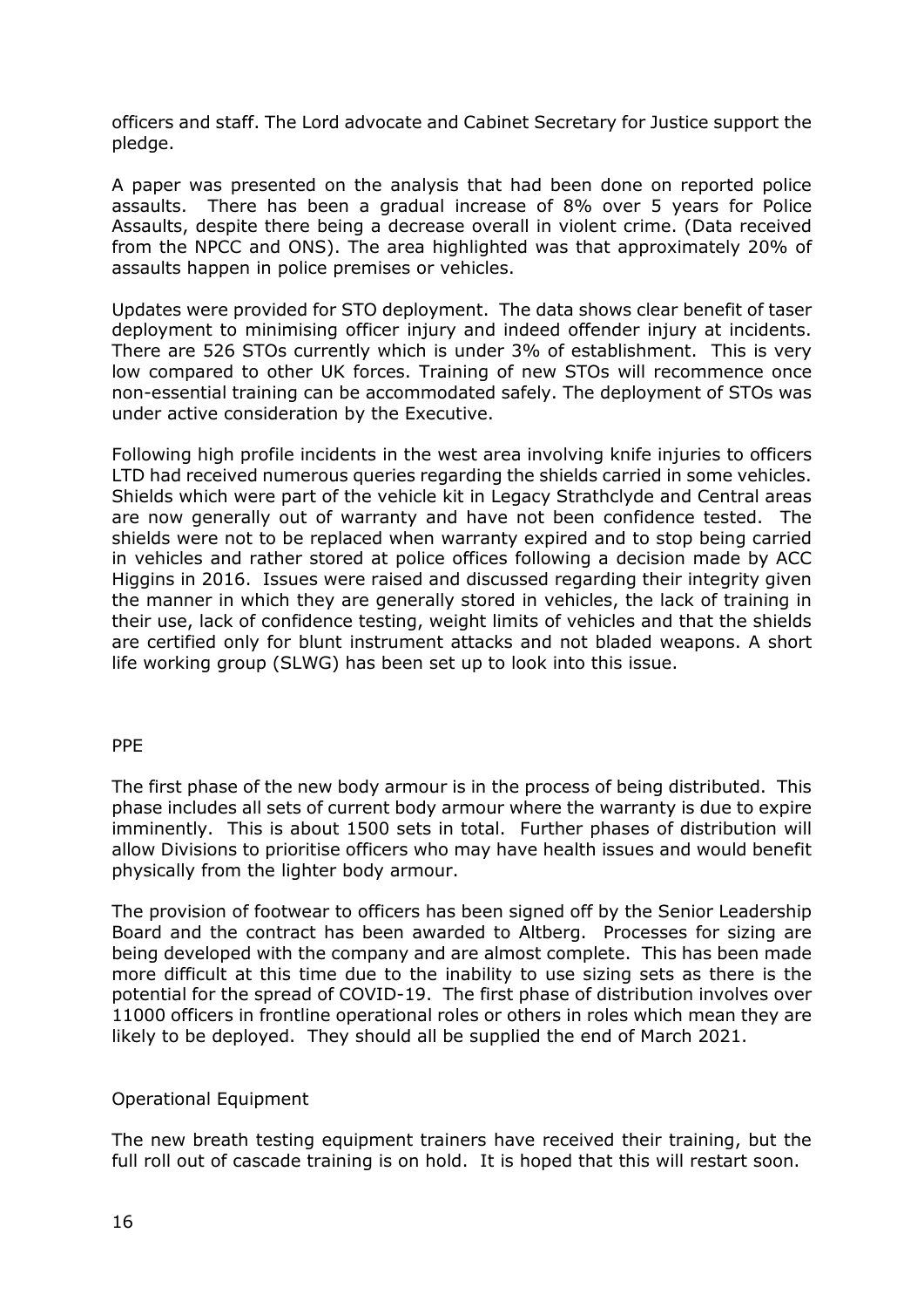officers and staff. The Lord advocate and Cabinet Secretary for Justice support the pledge.

A paper was presented on the analysis that had been done on reported police assaults. There has been a gradual increase of 8% over 5 years for Police Assaults, despite there being a decrease overall in violent crime. (Data received from the NPCC and ONS). The area highlighted was that approximately 20% of assaults happen in police premises or vehicles.

Updates were provided for STO deployment. The data shows clear benefit of taser deployment to minimising officer injury and indeed offender injury at incidents. There are 526 STOs currently which is under 3% of establishment. This is very low compared to other UK forces. Training of new STOs will recommence once non-essential training can be accommodated safely. The deployment of STOs was under active consideration by the Executive.

Following high profile incidents in the west area involving knife injuries to officers LTD had received numerous queries regarding the shields carried in some vehicles. Shields which were part of the vehicle kit in Legacy Strathclyde and Central areas are now generally out of warranty and have not been confidence tested. The shields were not to be replaced when warranty expired and to stop being carried in vehicles and rather stored at police offices following a decision made by ACC Higgins in 2016. Issues were raised and discussed regarding their integrity given the manner in which they are generally stored in vehicles, the lack of training in their use, lack of confidence testing, weight limits of vehicles and that the shields are certified only for blunt instrument attacks and not bladed weapons. A short life working group (SLWG) has been set up to look into this issue.

## PPE

The first phase of the new body armour is in the process of being distributed. This phase includes all sets of current body armour where the warranty is due to expire imminently. This is about 1500 sets in total. Further phases of distribution will allow Divisions to prioritise officers who may have health issues and would benefit physically from the lighter body armour.

The provision of footwear to officers has been signed off by the Senior Leadership Board and the contract has been awarded to Altberg. Processes for sizing are being developed with the company and are almost complete. This has been made more difficult at this time due to the inability to use sizing sets as there is the potential for the spread of COVID-19. The first phase of distribution involves over 11000 officers in frontline operational roles or others in roles which mean they are likely to be deployed. They should all be supplied the end of March 2021.

## Operational Equipment

The new breath testing equipment trainers have received their training, but the full roll out of cascade training is on hold. It is hoped that this will restart soon.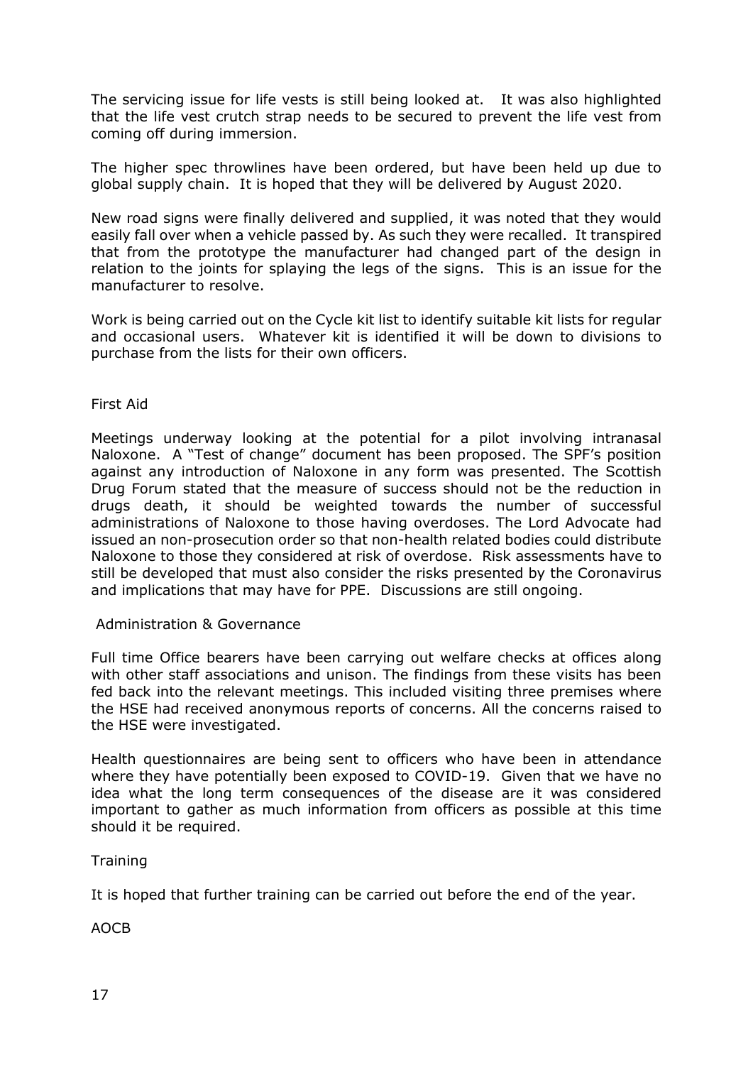The servicing issue for life vests is still being looked at. It was also highlighted that the life vest crutch strap needs to be secured to prevent the life vest from coming off during immersion.

The higher spec throwlines have been ordered, but have been held up due to global supply chain. It is hoped that they will be delivered by August 2020.

New road signs were finally delivered and supplied, it was noted that they would easily fall over when a vehicle passed by. As such they were recalled. It transpired that from the prototype the manufacturer had changed part of the design in relation to the joints for splaying the legs of the signs. This is an issue for the manufacturer to resolve.

Work is being carried out on the Cycle kit list to identify suitable kit lists for regular and occasional users. Whatever kit is identified it will be down to divisions to purchase from the lists for their own officers.

## First Aid

Meetings underway looking at the potential for a pilot involving intranasal Naloxone. A "Test of change" document has been proposed. The SPF's position against any introduction of Naloxone in any form was presented. The Scottish Drug Forum stated that the measure of success should not be the reduction in drugs death, it should be weighted towards the number of successful administrations of Naloxone to those having overdoses. The Lord Advocate had issued an non-prosecution order so that non-health related bodies could distribute Naloxone to those they considered at risk of overdose. Risk assessments have to still be developed that must also consider the risks presented by the Coronavirus and implications that may have for PPE. Discussions are still ongoing.

## Administration & Governance

Full time Office bearers have been carrying out welfare checks at offices along with other staff associations and unison. The findings from these visits has been fed back into the relevant meetings. This included visiting three premises where the HSE had received anonymous reports of concerns. All the concerns raised to the HSE were investigated.

Health questionnaires are being sent to officers who have been in attendance where they have potentially been exposed to COVID-19. Given that we have no idea what the long term consequences of the disease are it was considered important to gather as much information from officers as possible at this time should it be required.

## Training

It is hoped that further training can be carried out before the end of the year.

## AOCB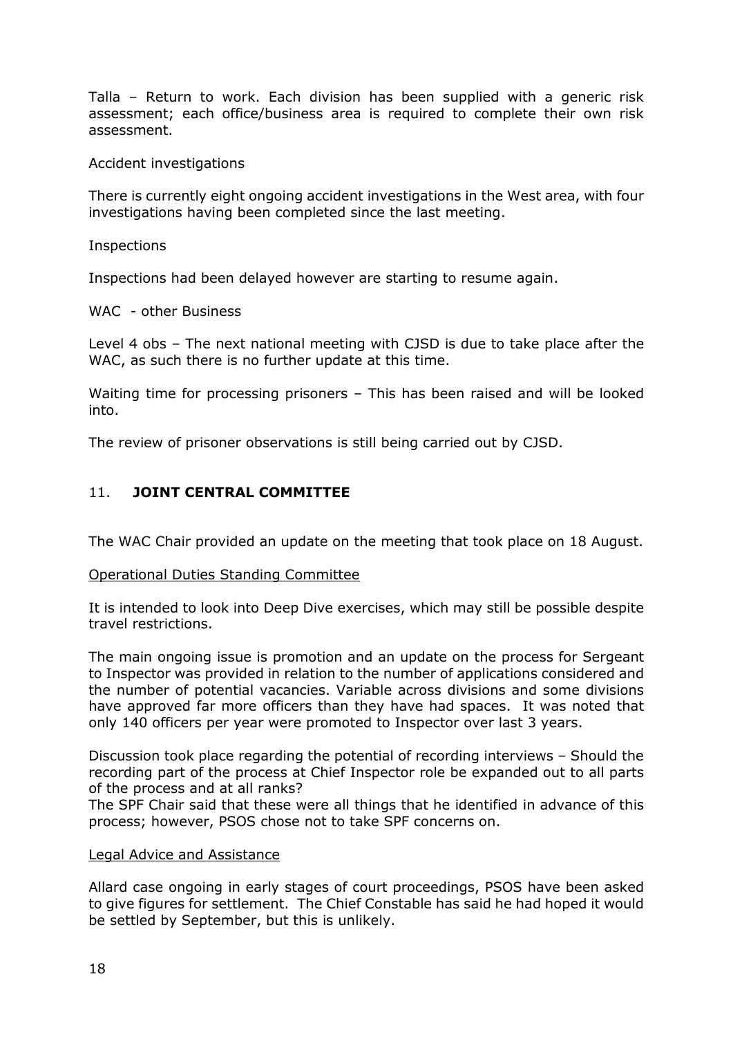Talla – Return to work. Each division has been supplied with a generic risk assessment; each office/business area is required to complete their own risk assessment.

Accident investigations

There is currently eight ongoing accident investigations in the West area, with four investigations having been completed since the last meeting.

Inspections

Inspections had been delayed however are starting to resume again.

WAC - other Business

Level 4 obs – The next national meeting with CJSD is due to take place after the WAC, as such there is no further update at this time.

Waiting time for processing prisoners – This has been raised and will be looked into.

The review of prisoner observations is still being carried out by CJSD.

## 11. **JOINT CENTRAL COMMITTEE**

The WAC Chair provided an update on the meeting that took place on 18 August.

<u>Operational Duties Standing Committee</u>

It is intended to look into Deep Dive exercises, which may still be possible despite travel restrictions.

The main ongoing issue is promotion and an update on the process for Sergeant to Inspector was provided in relation to the number of applications considered and the number of potential vacancies. Variable across divisions and some divisions have approved far more officers than they have had spaces. It was noted that only 140 officers per year were promoted to Inspector over last 3 years.

Discussion took place regarding the potential of recording interviews – Should the recording part of the process at Chief Inspector role be expanded out to all parts of the process and at all ranks?
The SPF Chair said that these were all things that he identified in advance of this process; however, PSOS chose not to take SPF concerns on.

<u>Legal Advice and Assistance</u>

Allard case ongoing in early stages of court proceedings, PSOS have been asked to give figures for settlement. The Chief Constable has said he had hoped it would be settled by September, but this is unlikely.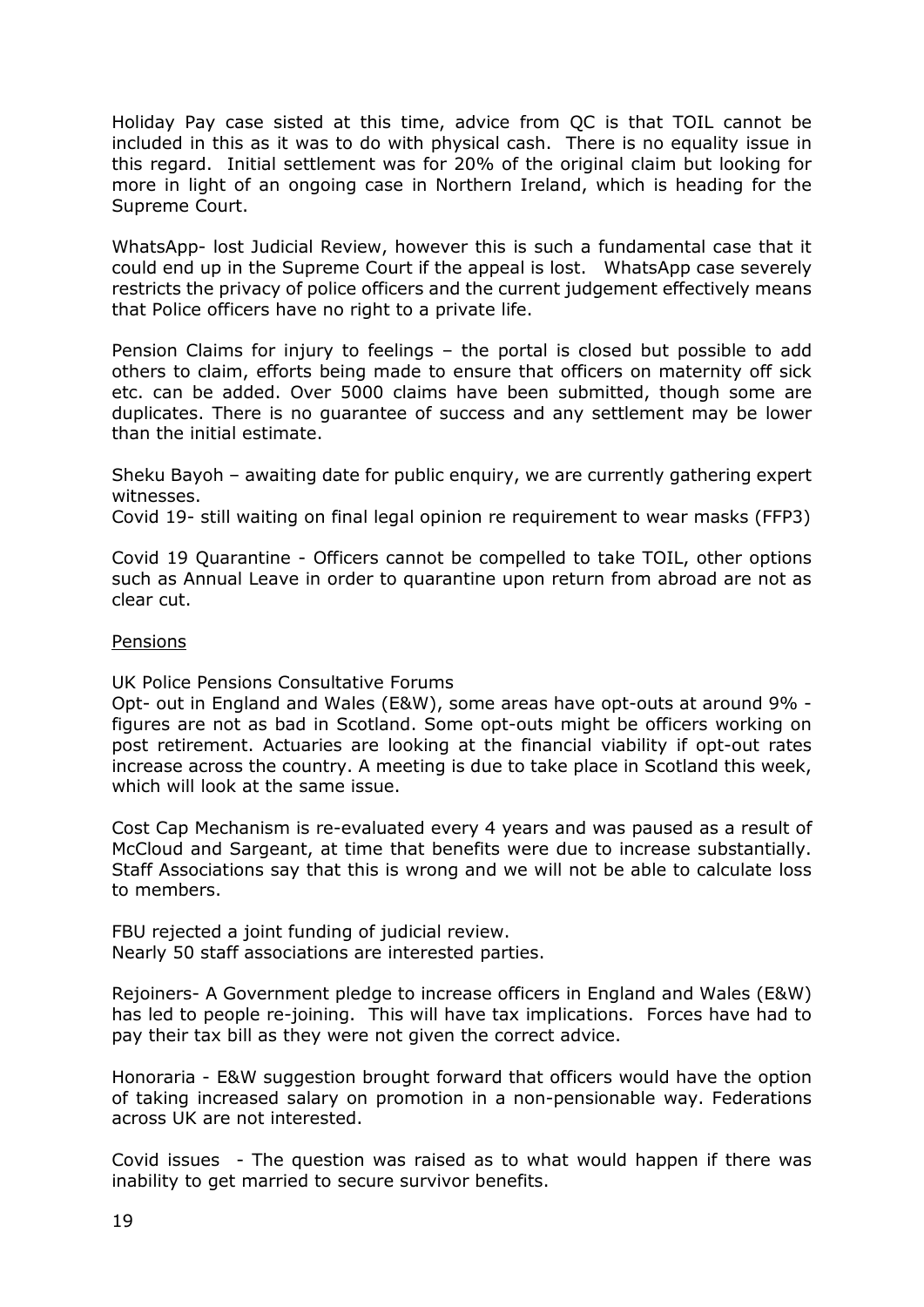Holiday Pay case sisted at this time, advice from QC is that TOIL cannot be included in this as it was to do with physical cash. There is no equality issue in this regard. Initial settlement was for 20% of the original claim but looking for more in light of an ongoing case in Northern Ireland, which is heading for the Supreme Court.

WhatsApp- lost Judicial Review, however this is such a fundamental case that it could end up in the Supreme Court if the appeal is lost. WhatsApp case severely restricts the privacy of police officers and the current judgement effectively means that Police officers have no right to a private life.

Pension Claims for injury to feelings – the portal is closed but possible to add others to claim, efforts being made to ensure that officers on maternity off sick etc. can be added. Over 5000 claims have been submitted, though some are duplicates. There is no guarantee of success and any settlement may be lower than the initial estimate.

Sheku Bayoh – awaiting date for public enquiry, we are currently gathering expert witnesses.
Covid 19- still waiting on final legal opinion re requirement to wear masks (FFP3)

Covid 19 Quarantine - Officers cannot be compelled to take TOIL, other options such as Annual Leave in order to quarantine upon return from abroad are not as clear cut.

<u>Pensions</u>

UK Police Pensions Consultative Forums
Opt- out in England and Wales (E&W), some areas have opt-outs at around 9% - figures are not as bad in Scotland. Some opt-outs might be officers working on post retirement. Actuaries are looking at the financial viability if opt-out rates increase across the country. A meeting is due to take place in Scotland this week, which will look at the same issue.

Cost Cap Mechanism is re-evaluated every 4 years and was paused as a result of McCloud and Sargeant, at time that benefits were due to increase substantially. Staff Associations say that this is wrong and we will not be able to calculate loss to members.

FBU rejected a joint funding of judicial review.
Nearly 50 staff associations are interested parties.

Rejoiners- A Government pledge to increase officers in England and Wales (E&W) has led to people re-joining. This will have tax implications. Forces have had to pay their tax bill as they were not given the correct advice.

Honoraria - E&W suggestion brought forward that officers would have the option of taking increased salary on promotion in a non-pensionable way. Federations across UK are not interested.

Covid issues - The question was raised as to what would happen if there was inability to get married to secure survivor benefits.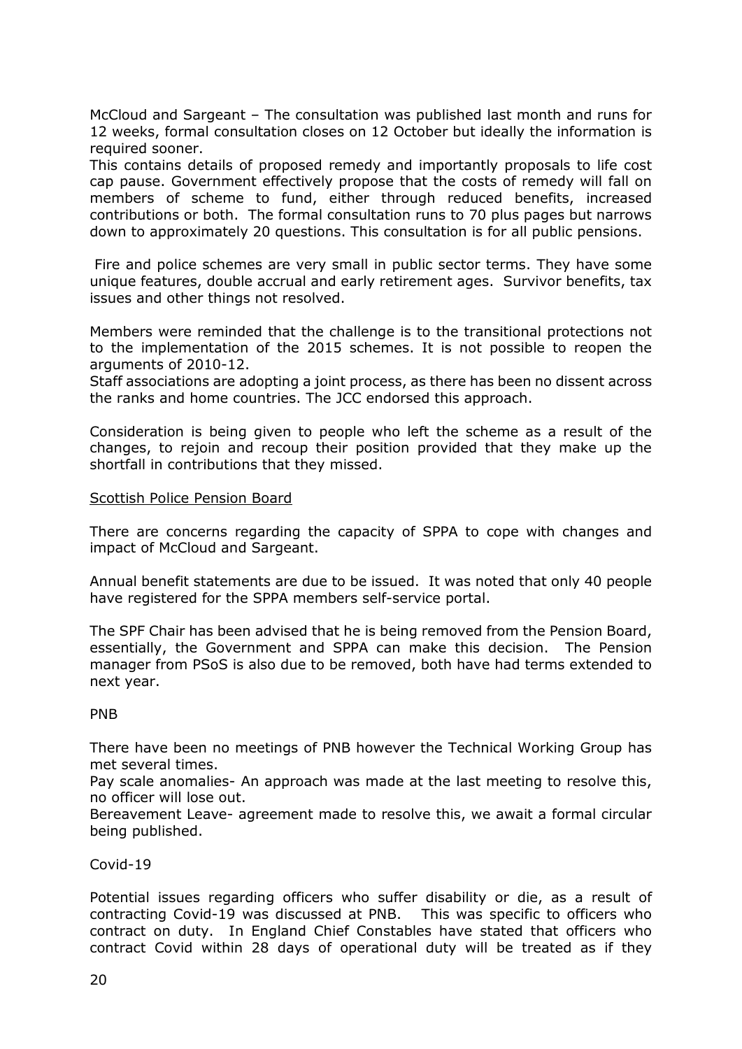McCloud and Sargeant – The consultation was published last month and runs for 12 weeks, formal consultation closes on 12 October but ideally the information is required sooner.
This contains details of proposed remedy and importantly proposals to life cost cap pause. Government effectively propose that the costs of remedy will fall on members of scheme to fund, either through reduced benefits, increased contributions or both. The formal consultation runs to 70 plus pages but narrows down to approximately 20 questions. This consultation is for all public pensions.

Fire and police schemes are very small in public sector terms. They have some unique features, double accrual and early retirement ages. Survivor benefits, tax issues and other things not resolved.

Members were reminded that the challenge is to the transitional protections not to the implementation of the 2015 schemes. It is not possible to reopen the arguments of 2010-12.
Staff associations are adopting a joint process, as there has been no dissent across the ranks and home countries. The JCC endorsed this approach.

Consideration is being given to people who left the scheme as a result of the changes, to rejoin and recoup their position provided that they make up the shortfall in contributions that they missed.

Scottish Police Pension Board

There are concerns regarding the capacity of SPPA to cope with changes and impact of McCloud and Sargeant.

Annual benefit statements are due to be issued. It was noted that only 40 people have registered for the SPPA members self-service portal.

The SPF Chair has been advised that he is being removed from the Pension Board, essentially, the Government and SPPA can make this decision. The Pension manager from PSoS is also due to be removed, both have had terms extended to next year.

PNB

There have been no meetings of PNB however the Technical Working Group has met several times.
Pay scale anomalies- An approach was made at the last meeting to resolve this, no officer will lose out.
Bereavement Leave- agreement made to resolve this, we await a formal circular being published.

Covid-19

Potential issues regarding officers who suffer disability or die, as a result of contracting Covid-19 was discussed at PNB. This was specific to officers who contract on duty. In England Chief Constables have stated that officers who contract Covid within 28 days of operational duty will be treated as if they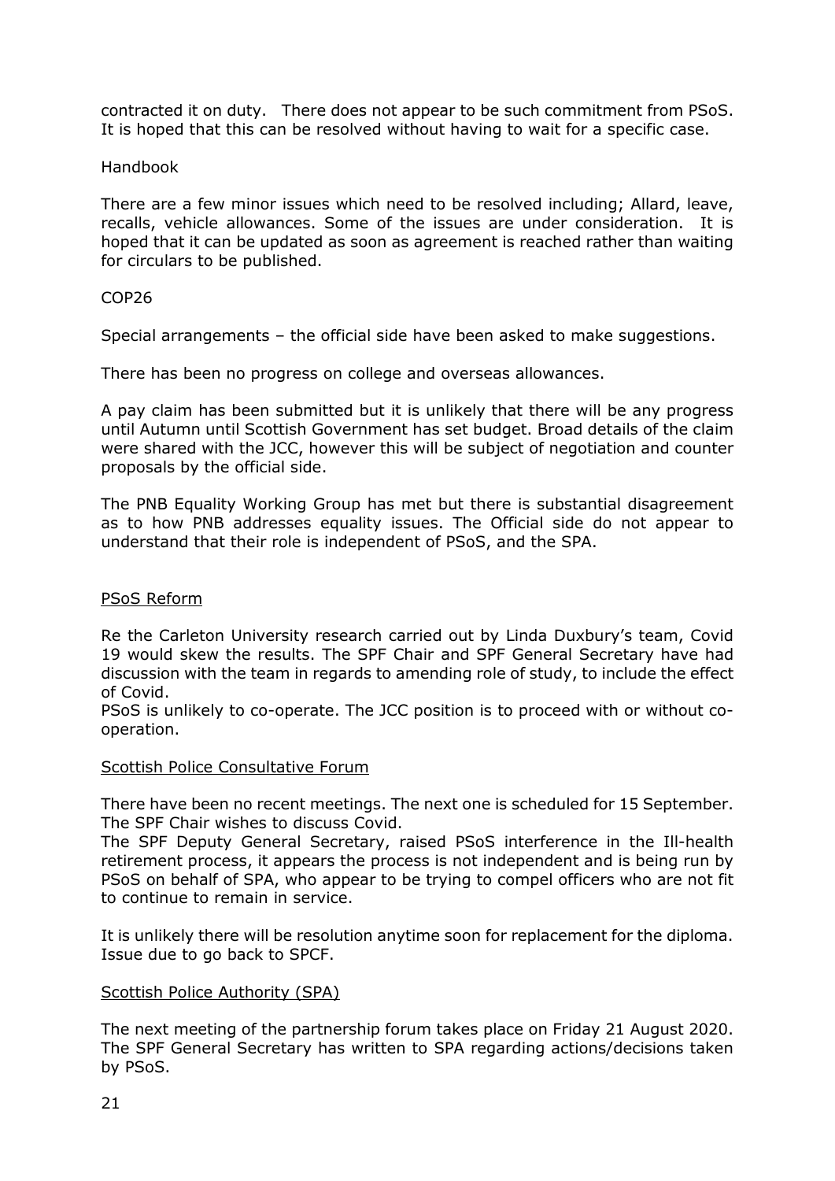contracted it on duty. There does not appear to be such commitment from PSoS. It is hoped that this can be resolved without having to wait for a specific case.

Handbook

There are a few minor issues which need to be resolved including; Allard, leave, recalls, vehicle allowances. Some of the issues are under consideration. It is hoped that it can be updated as soon as agreement is reached rather than waiting for circulars to be published.

COP26

Special arrangements – the official side have been asked to make suggestions.

There has been no progress on college and overseas allowances.

A pay claim has been submitted but it is unlikely that there will be any progress until Autumn until Scottish Government has set budget. Broad details of the claim were shared with the JCC, however this will be subject of negotiation and counter proposals by the official side.

The PNB Equality Working Group has met but there is substantial disagreement as to how PNB addresses equality issues. The Official side do not appear to understand that their role is independent of PSoS, and the SPA.

<u>PSoS Reform</u>

Re the Carleton University research carried out by Linda Duxbury's team, Covid 19 would skew the results. The SPF Chair and SPF General Secretary have had discussion with the team in regards to amending role of study, to include the effect of Covid.

PSoS is unlikely to co-operate. The JCC position is to proceed with or without co-operation.

<u>Scottish Police Consultative Forum</u>

There have been no recent meetings. The next one is scheduled for 15 September. The SPF Chair wishes to discuss Covid.

The SPF Deputy General Secretary, raised PSoS interference in the Ill-health retirement process, it appears the process is not independent and is being run by PSoS on behalf of SPA, who appear to be trying to compel officers who are not fit to continue to remain in service.

It is unlikely there will be resolution anytime soon for replacement for the diploma. Issue due to go back to SPCF.

<u>Scottish Police Authority (SPA)</u>

The next meeting of the partnership forum takes place on Friday 21 August 2020. The SPF General Secretary has written to SPA regarding actions/decisions taken by PSoS.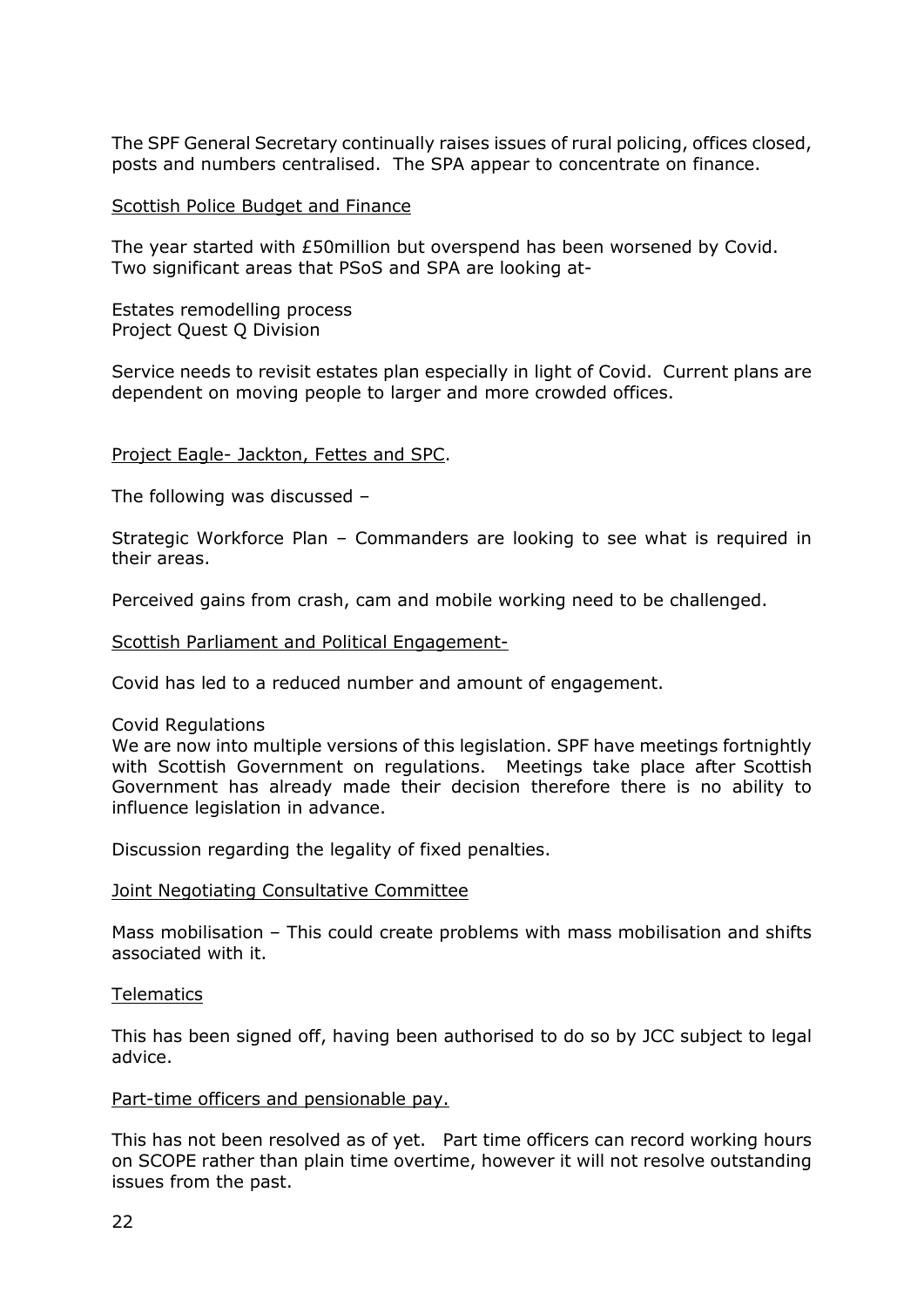The SPF General Secretary continually raises issues of rural policing, offices closed, posts and numbers centralised. The SPA appear to concentrate on finance.

<u>Scottish Police Budget and Finance</u>

The year started with £50million but overspend has been worsened by Covid. Two significant areas that PSoS and SPA are looking at-

Estates remodelling process
Project Quest Q Division

Service needs to revisit estates plan especially in light of Covid. Current plans are dependent on moving people to larger and more crowded offices.

<u>Project Eagle- Jackton, Fettes and SPC</u>.

The following was discussed –

Strategic Workforce Plan – Commanders are looking to see what is required in their areas.

Perceived gains from crash, cam and mobile working need to be challenged.

<u>Scottish Parliament and Political Engagement-</u>

Covid has led to a reduced number and amount of engagement.

Covid Regulations
We are now into multiple versions of this legislation. SPF have meetings fortnightly with Scottish Government on regulations. Meetings take place after Scottish Government has already made their decision therefore there is no ability to influence legislation in advance.

Discussion regarding the legality of fixed penalties.

<u>Joint Negotiating Consultative Committee</u>

Mass mobilisation – This could create problems with mass mobilisation and shifts associated with it.

<u>Telematics</u>

This has been signed off, having been authorised to do so by JCC subject to legal advice.

<u>Part-time officers and pensionable pay.</u>

This has not been resolved as of yet. Part time officers can record working hours on SCOPE rather than plain time overtime, however it will not resolve outstanding issues from the past.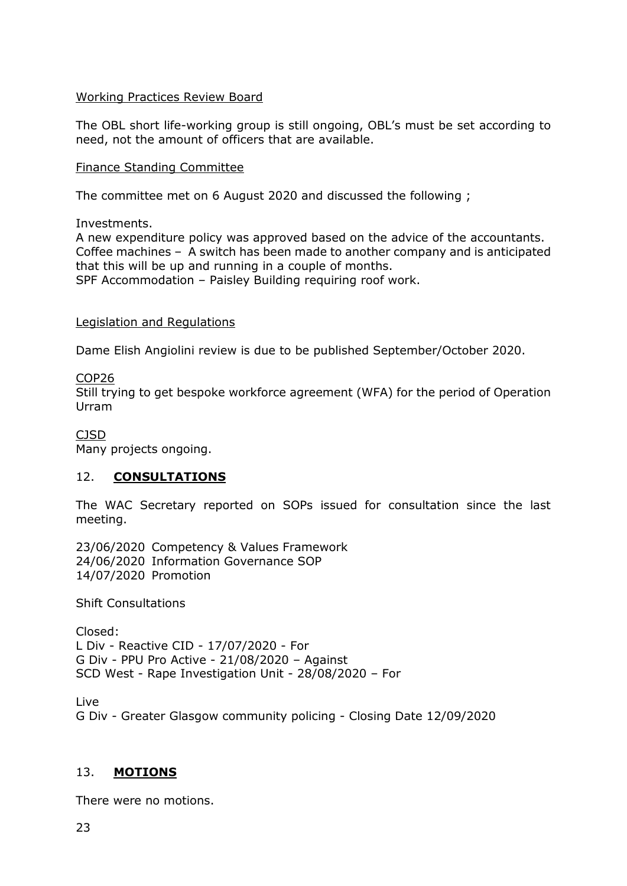Working Practices Review Board

The OBL short life-working group is still ongoing, OBL's must be set according to need, not the amount of officers that are available.

Finance Standing Committee

The committee met on 6 August 2020 and discussed the following ;

Investments.
A new expenditure policy was approved based on the advice of the accountants.
Coffee machines – A switch has been made to another company and is anticipated that this will be up and running in a couple of months.
SPF Accommodation – Paisley Building requiring roof work.

Legislation and Regulations

Dame Elish Angiolini review is due to be published September/October 2020.

COP26
Still trying to get bespoke workforce agreement (WFA) for the period of Operation Urram

CJSD
Many projects ongoing.

## 12. **CONSULTATIONS**

The WAC Secretary reported on SOPs issued for consultation since the last meeting.

23/06/2020 Competency & Values Framework
24/06/2020 Information Governance SOP
14/07/2020 Promotion

Shift Consultations

Closed:
L Div - Reactive CID - 17/07/2020 - For
G Div - PPU Pro Active - 21/08/2020 – Against
SCD West - Rape Investigation Unit - 28/08/2020 – For

Live
G Div - Greater Glasgow community policing - Closing Date 12/09/2020

## 13. **MOTIONS**

There were no motions.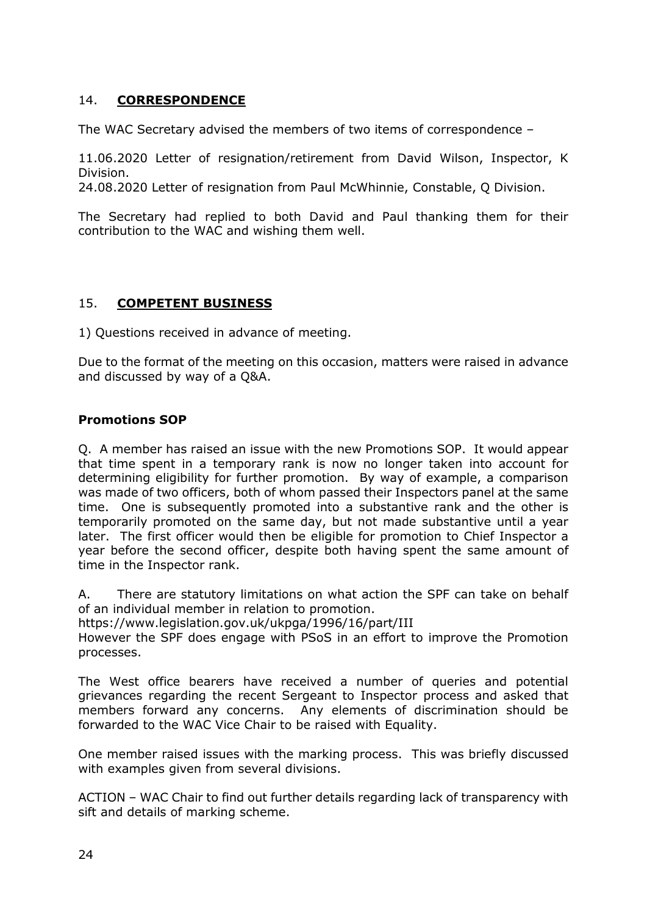## 14. **CORRESPONDENCE**

The WAC Secretary advised the members of two items of correspondence –

11.06.2020 Letter of resignation/retirement from David Wilson, Inspector, K Division.
24.08.2020 Letter of resignation from Paul McWhinnie, Constable, Q Division.

The Secretary had replied to both David and Paul thanking them for their contribution to the WAC and wishing them well.

## 15. **COMPETENT BUSINESS**

1) Questions received in advance of meeting.

Due to the format of the meeting on this occasion, matters were raised in advance and discussed by way of a Q&A.

### **Promotions SOP**

Q. A member has raised an issue with the new Promotions SOP. It would appear that time spent in a temporary rank is now no longer taken into account for determining eligibility for further promotion. By way of example, a comparison was made of two officers, both of whom passed their Inspectors panel at the same time. One is subsequently promoted into a substantive rank and the other is temporarily promoted on the same day, but not made substantive until a year later. The first officer would then be eligible for promotion to Chief Inspector a year before the second officer, despite both having spent the same amount of time in the Inspector rank.

A. There are statutory limitations on what action the SPF can take on behalf of an individual member in relation to promotion.
https://www.legislation.gov.uk/ukpga/1996/16/part/III
However the SPF does engage with PSoS in an effort to improve the Promotion processes.

The West office bearers have received a number of queries and potential grievances regarding the recent Sergeant to Inspector process and asked that members forward any concerns. Any elements of discrimination should be forwarded to the WAC Vice Chair to be raised with Equality.

One member raised issues with the marking process. This was briefly discussed with examples given from several divisions.

ACTION – WAC Chair to find out further details regarding lack of transparency with sift and details of marking scheme.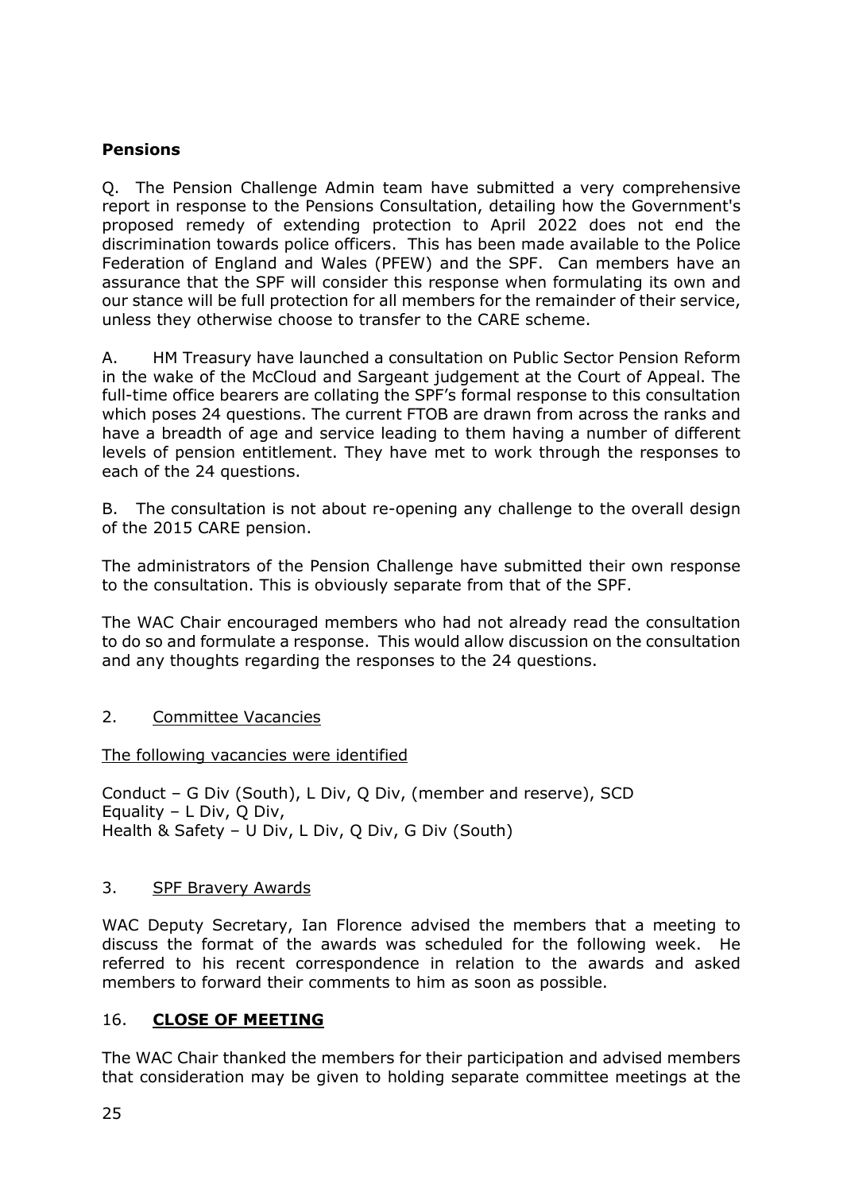**Pensions**

Q. The Pension Challenge Admin team have submitted a very comprehensive report in response to the Pensions Consultation, detailing how the Government's proposed remedy of extending protection to April 2022 does not end the discrimination towards police officers. This has been made available to the Police Federation of England and Wales (PFEW) and the SPF. Can members have an assurance that the SPF will consider this response when formulating its own and our stance will be full protection for all members for the remainder of their service, unless they otherwise choose to transfer to the CARE scheme.

A. HM Treasury have launched a consultation on Public Sector Pension Reform in the wake of the McCloud and Sargeant judgement at the Court of Appeal. The full-time office bearers are collating the SPF's formal response to this consultation which poses 24 questions. The current FTOB are drawn from across the ranks and have a breadth of age and service leading to them having a number of different levels of pension entitlement. They have met to work through the responses to each of the 24 questions.

B. The consultation is not about re-opening any challenge to the overall design of the 2015 CARE pension.

The administrators of the Pension Challenge have submitted their own response to the consultation. This is obviously separate from that of the SPF.

The WAC Chair encouraged members who had not already read the consultation to do so and formulate a response. This would allow discussion on the consultation and any thoughts regarding the responses to the 24 questions.

2. <u>Committee Vacancies</u>

<u>The following vacancies were identified</u>

Conduct – G Div (South), L Div, Q Div, (member and reserve), SCD
Equality – L Div, Q Div,
Health & Safety – U Div, L Div, Q Div, G Div (South)

3. <u>SPF Bravery Awards</u>

WAC Deputy Secretary, Ian Florence advised the members that a meeting to discuss the format of the awards was scheduled for the following week. He referred to his recent correspondence in relation to the awards and asked members to forward their comments to him as soon as possible.

16. **<u>CLOSE OF MEETING</u>**

The WAC Chair thanked the members for their participation and advised members that consideration may be given to holding separate committee meetings at the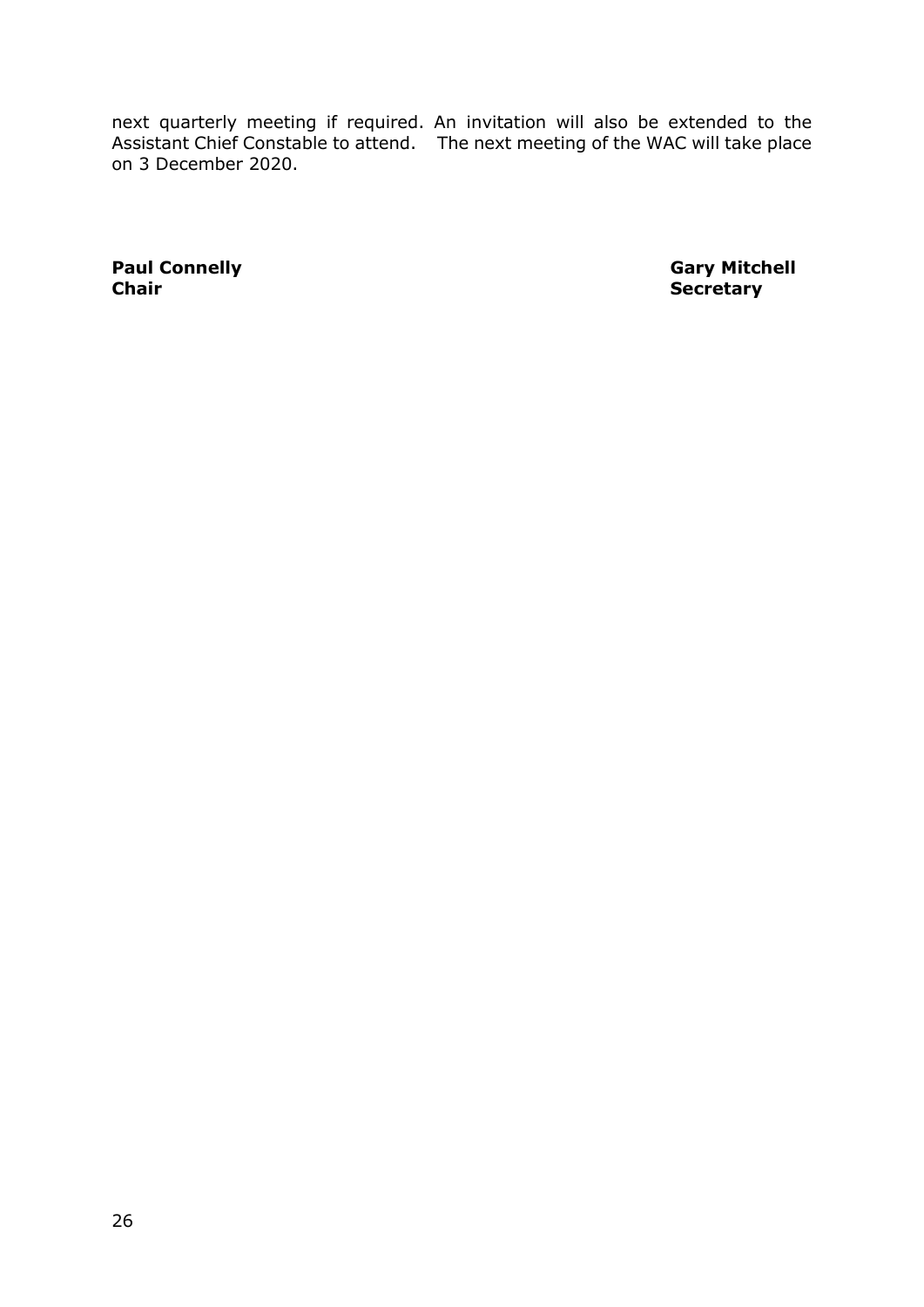next quarterly meeting if required. An invitation will also be extended to the Assistant Chief Constable to attend. The next meeting of the WAC will take place on 3 December 2020.

| | |
|---|---|
| **Paul Connelly** | **Gary Mitchell** |
| **Chair** | **Secretary** |